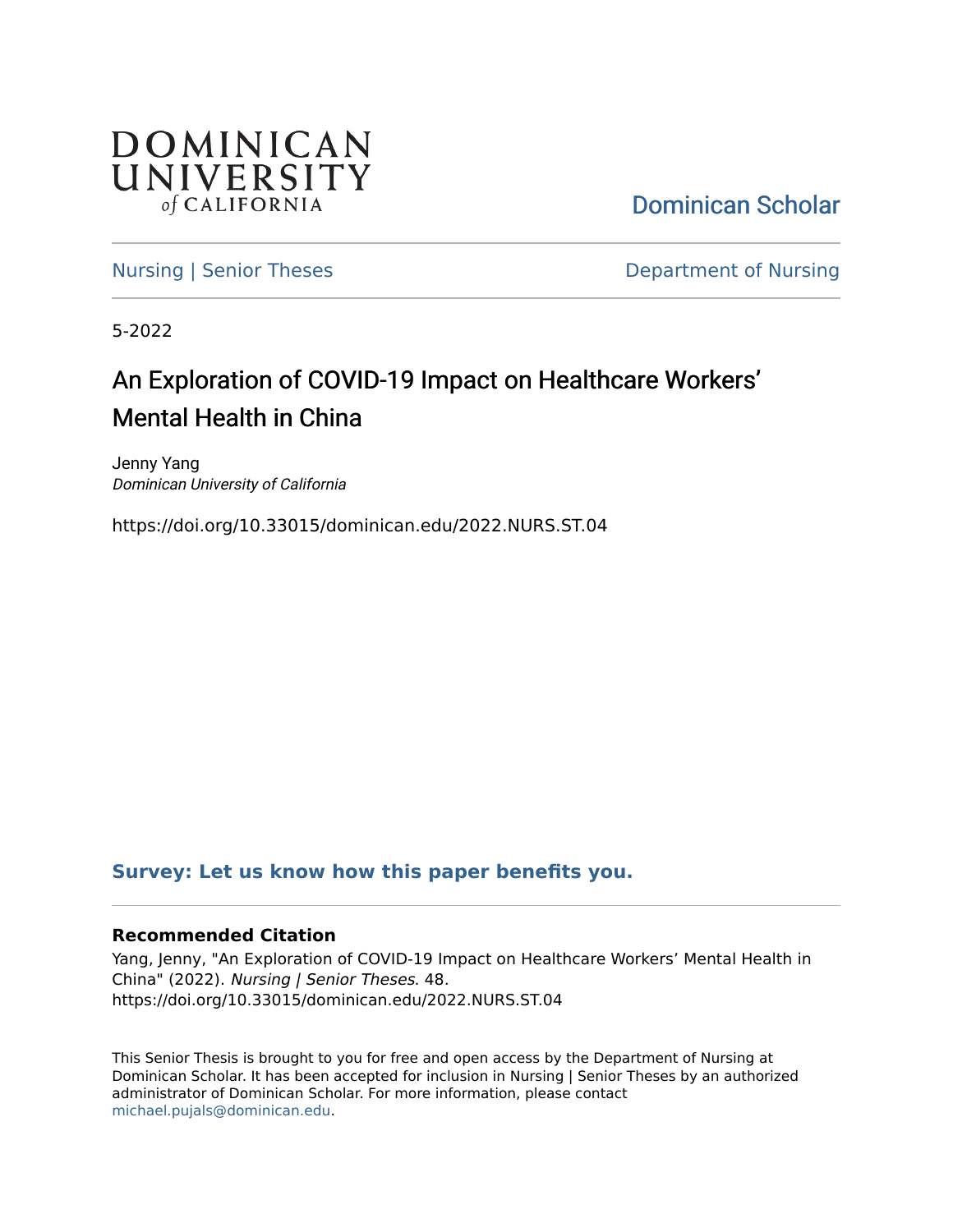DOMINICAN UNIVERSITY of CALIFORNIA

Dominican Scholar

Nursing | Senior Theses

Department of Nursing

5-2022

# An Exploration of COVID-19 Impact on Healthcare Workers' Mental Health in China

Jenny Yang
*Dominican University of California*

https://doi.org/10.33015/dominican.edu/2022.NURS.ST.04

**Survey: Let us know how this paper benefits you.**

### Recommended Citation

Yang, Jenny, "An Exploration of COVID-19 Impact on Healthcare Workers' Mental Health in China" (2022). *Nursing | Senior Theses*. 48.
https://doi.org/10.33015/dominican.edu/2022.NURS.ST.04

This Senior Thesis is brought to you for free and open access by the Department of Nursing at Dominican Scholar. It has been accepted for inclusion in Nursing | Senior Theses by an authorized administrator of Dominican Scholar. For more information, please contact michael.pujals@dominican.edu.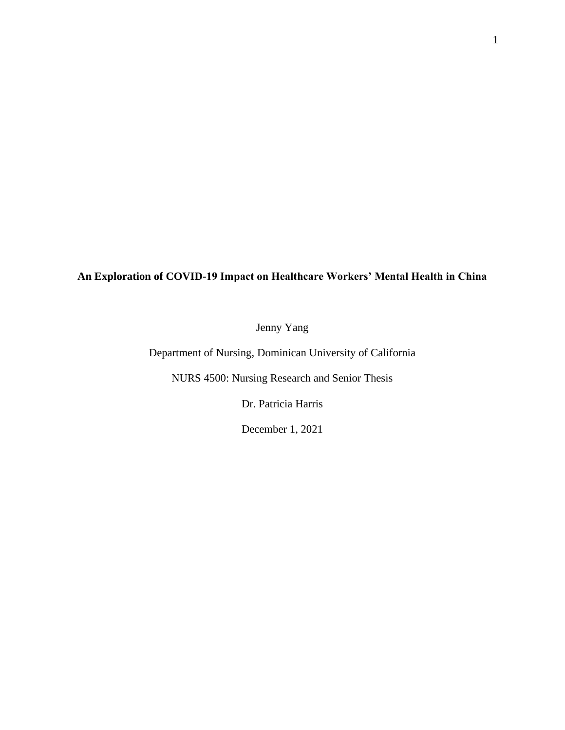# An Exploration of COVID-19 Impact on Healthcare Workers' Mental Health in China

Jenny Yang

Department of Nursing, Dominican University of California

NURS 4500: Nursing Research and Senior Thesis

Dr. Patricia Harris

December 1, 2021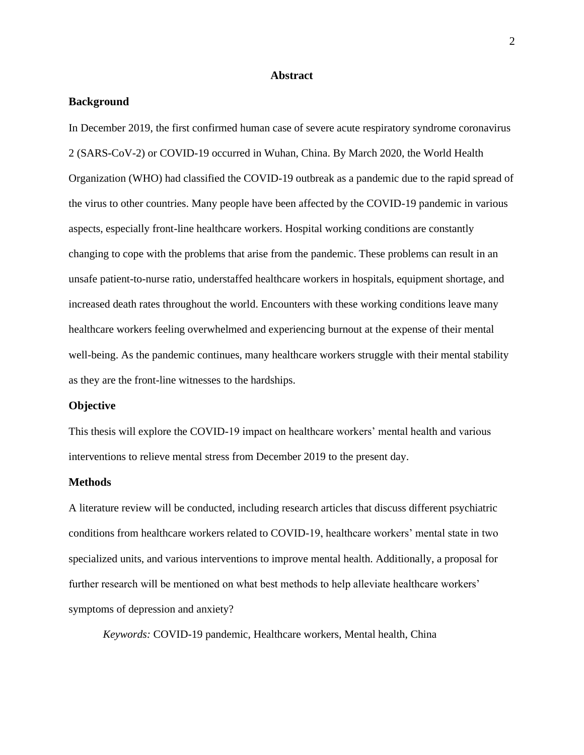# Abstract

## Background

In December 2019, the first confirmed human case of severe acute respiratory syndrome coronavirus 2 (SARS-CoV-2) or COVID-19 occurred in Wuhan, China. By March 2020, the World Health Organization (WHO) had classified the COVID-19 outbreak as a pandemic due to the rapid spread of the virus to other countries. Many people have been affected by the COVID-19 pandemic in various aspects, especially front-line healthcare workers. Hospital working conditions are constantly changing to cope with the problems that arise from the pandemic. These problems can result in an unsafe patient-to-nurse ratio, understaffed healthcare workers in hospitals, equipment shortage, and increased death rates throughout the world. Encounters with these working conditions leave many healthcare workers feeling overwhelmed and experiencing burnout at the expense of their mental well-being. As the pandemic continues, many healthcare workers struggle with their mental stability as they are the front-line witnesses to the hardships.

## Objective

This thesis will explore the COVID-19 impact on healthcare workers' mental health and various interventions to relieve mental stress from December 2019 to the present day.

## Methods

A literature review will be conducted, including research articles that discuss different psychiatric conditions from healthcare workers related to COVID-19, healthcare workers' mental state in two specialized units, and various interventions to improve mental health. Additionally, a proposal for further research will be mentioned on what best methods to help alleviate healthcare workers' symptoms of depression and anxiety?

*Keywords:* COVID-19 pandemic, Healthcare workers, Mental health, China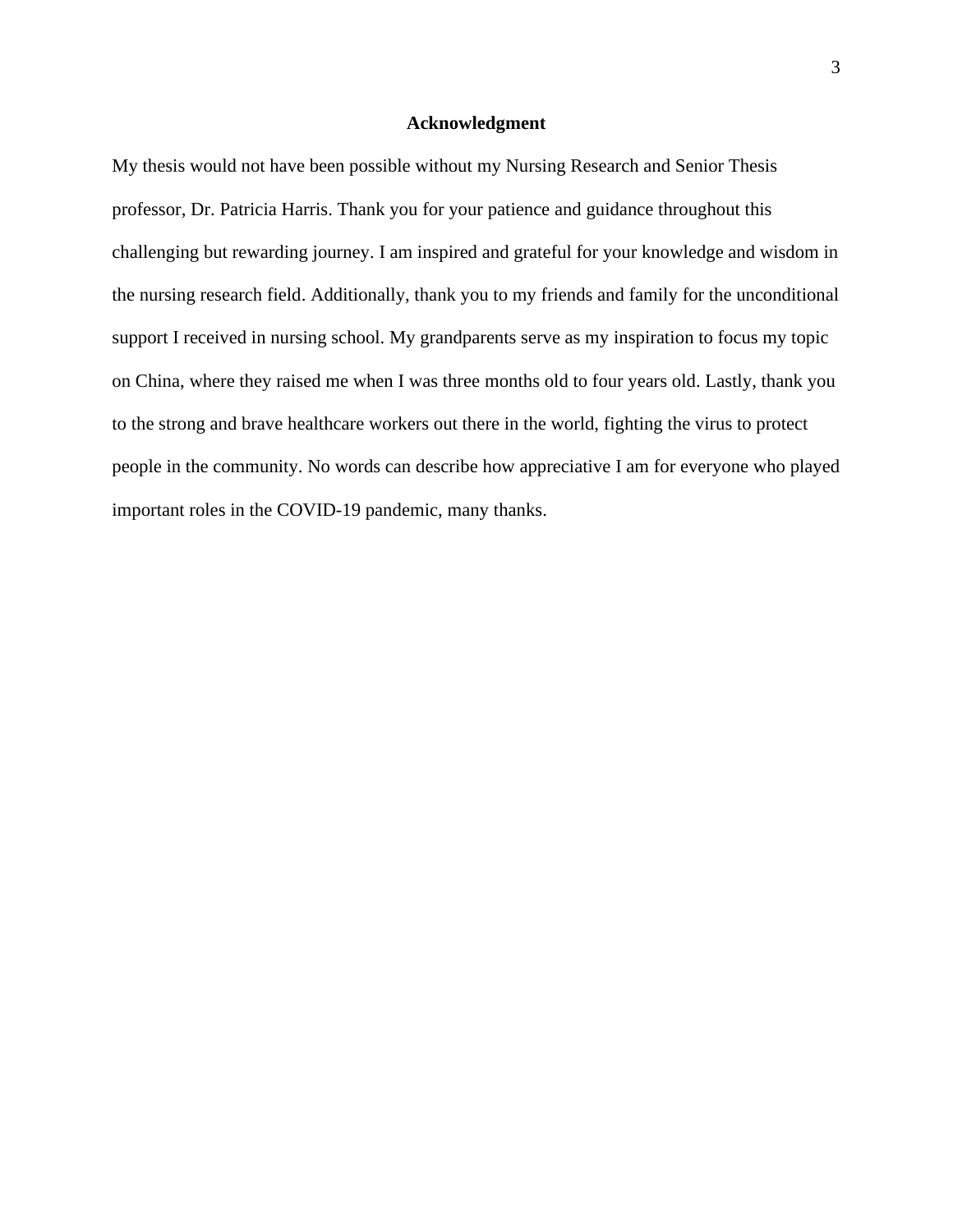# Acknowledgment

My thesis would not have been possible without my Nursing Research and Senior Thesis professor, Dr. Patricia Harris. Thank you for your patience and guidance throughout this challenging but rewarding journey. I am inspired and grateful for your knowledge and wisdom in the nursing research field. Additionally, thank you to my friends and family for the unconditional support I received in nursing school. My grandparents serve as my inspiration to focus my topic on China, where they raised me when I was three months old to four years old. Lastly, thank you to the strong and brave healthcare workers out there in the world, fighting the virus to protect people in the community. No words can describe how appreciative I am for everyone who played important roles in the COVID-19 pandemic, many thanks.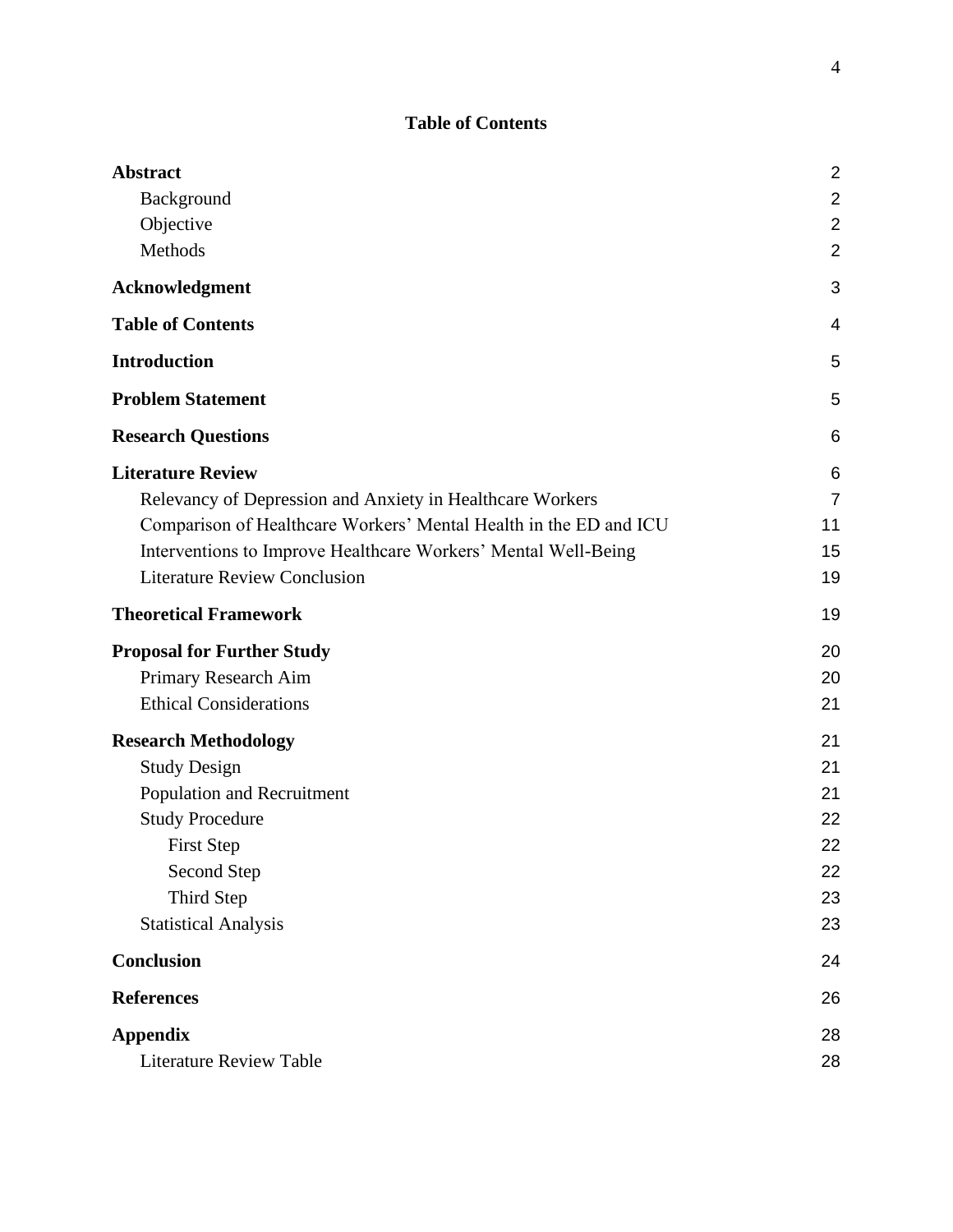# Table of Contents

| | |
|---|---|
| **Abstract** | 2 |
| Background | 2 |
| Objective | 2 |
| Methods | 2 |
| **Acknowledgment** | 3 |
| **Table of Contents** | 4 |
| **Introduction** | 5 |
| **Problem Statement** | 5 |
| **Research Questions** | 6 |
| **Literature Review** | 6 |
| Relevancy of Depression and Anxiety in Healthcare Workers | 7 |
| Comparison of Healthcare Workers' Mental Health in the ED and ICU | 11 |
| Interventions to Improve Healthcare Workers' Mental Well-Being | 15 |
| Literature Review Conclusion | 19 |
| **Theoretical Framework** | 19 |
| **Proposal for Further Study** | 20 |
| Primary Research Aim | 20 |
| Ethical Considerations | 21 |
| **Research Methodology** | 21 |
| Study Design | 21 |
| Population and Recruitment | 21 |
| Study Procedure | 22 |
| First Step | 22 |
| Second Step | 22 |
| Third Step | 23 |
| Statistical Analysis | 23 |
| **Conclusion** | 24 |
| **References** | 26 |
| **Appendix** | 28 |
| Literature Review Table | 28 |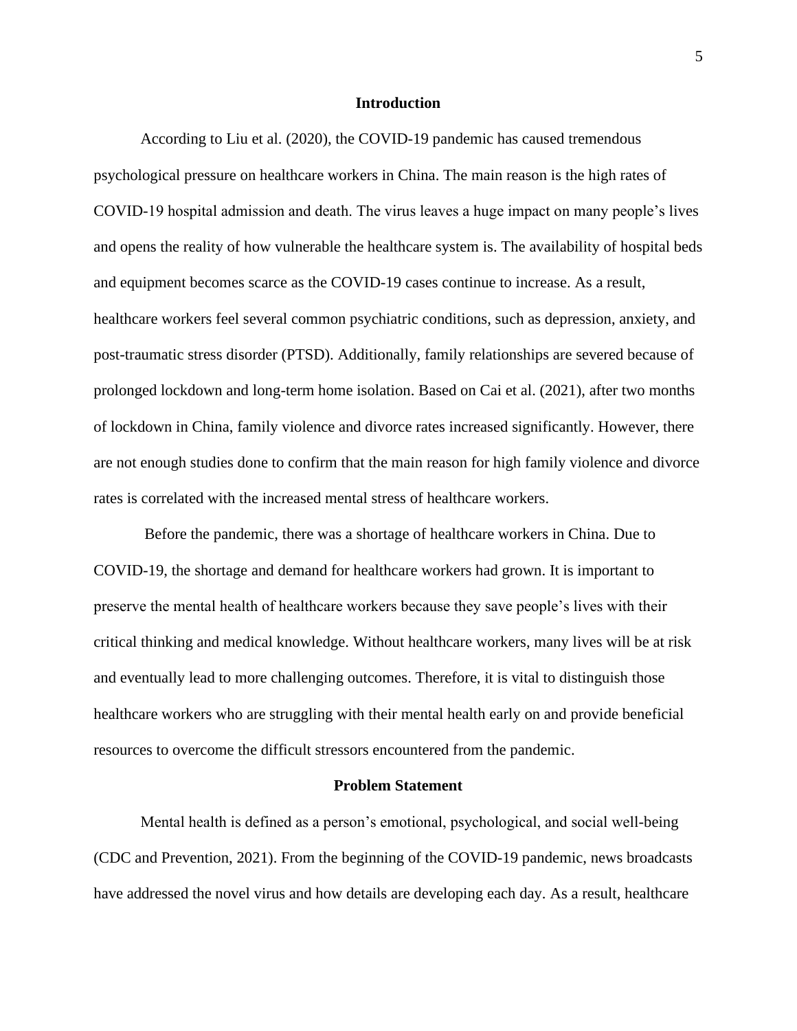## Introduction

According to Liu et al. (2020), the COVID-19 pandemic has caused tremendous psychological pressure on healthcare workers in China. The main reason is the high rates of COVID-19 hospital admission and death. The virus leaves a huge impact on many people's lives and opens the reality of how vulnerable the healthcare system is. The availability of hospital beds and equipment becomes scarce as the COVID-19 cases continue to increase. As a result, healthcare workers feel several common psychiatric conditions, such as depression, anxiety, and post-traumatic stress disorder (PTSD). Additionally, family relationships are severed because of prolonged lockdown and long-term home isolation. Based on Cai et al. (2021), after two months of lockdown in China, family violence and divorce rates increased significantly. However, there are not enough studies done to confirm that the main reason for high family violence and divorce rates is correlated with the increased mental stress of healthcare workers.

Before the pandemic, there was a shortage of healthcare workers in China. Due to COVID-19, the shortage and demand for healthcare workers had grown. It is important to preserve the mental health of healthcare workers because they save people's lives with their critical thinking and medical knowledge. Without healthcare workers, many lives will be at risk and eventually lead to more challenging outcomes. Therefore, it is vital to distinguish those healthcare workers who are struggling with their mental health early on and provide beneficial resources to overcome the difficult stressors encountered from the pandemic.

## Problem Statement

Mental health is defined as a person's emotional, psychological, and social well-being (CDC and Prevention, 2021). From the beginning of the COVID-19 pandemic, news broadcasts have addressed the novel virus and how details are developing each day. As a result, healthcare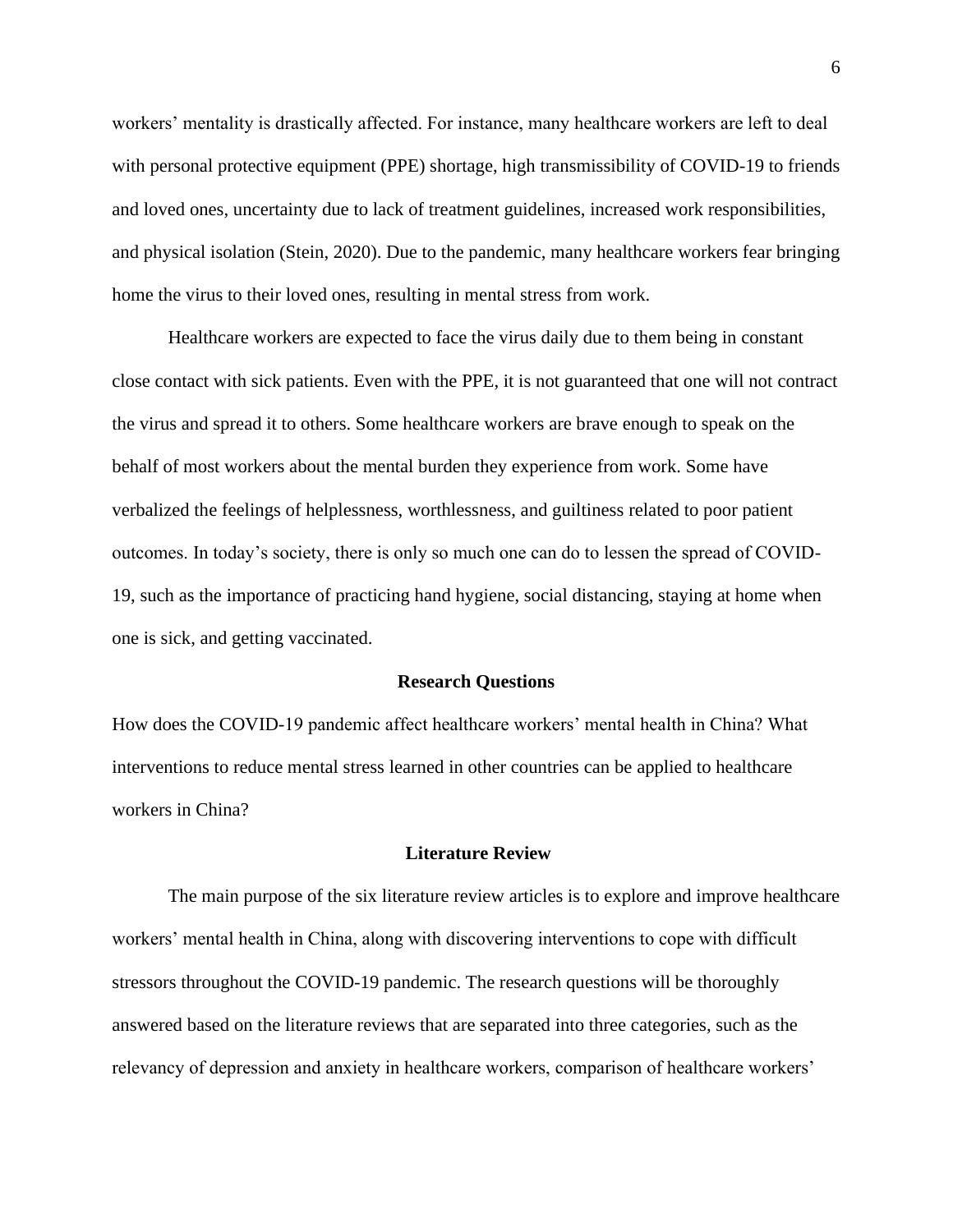workers' mentality is drastically affected. For instance, many healthcare workers are left to deal with personal protective equipment (PPE) shortage, high transmissibility of COVID-19 to friends and loved ones, uncertainty due to lack of treatment guidelines, increased work responsibilities, and physical isolation (Stein, 2020). Due to the pandemic, many healthcare workers fear bringing home the virus to their loved ones, resulting in mental stress from work.

Healthcare workers are expected to face the virus daily due to them being in constant close contact with sick patients. Even with the PPE, it is not guaranteed that one will not contract the virus and spread it to others. Some healthcare workers are brave enough to speak on the behalf of most workers about the mental burden they experience from work. Some have verbalized the feelings of helplessness, worthlessness, and guiltiness related to poor patient outcomes. In today's society, there is only so much one can do to lessen the spread of COVID-19, such as the importance of practicing hand hygiene, social distancing, staying at home when one is sick, and getting vaccinated.

## Research Questions

How does the COVID-19 pandemic affect healthcare workers' mental health in China? What interventions to reduce mental stress learned in other countries can be applied to healthcare workers in China?

## Literature Review

The main purpose of the six literature review articles is to explore and improve healthcare workers' mental health in China, along with discovering interventions to cope with difficult stressors throughout the COVID-19 pandemic. The research questions will be thoroughly answered based on the literature reviews that are separated into three categories, such as the relevancy of depression and anxiety in healthcare workers, comparison of healthcare workers'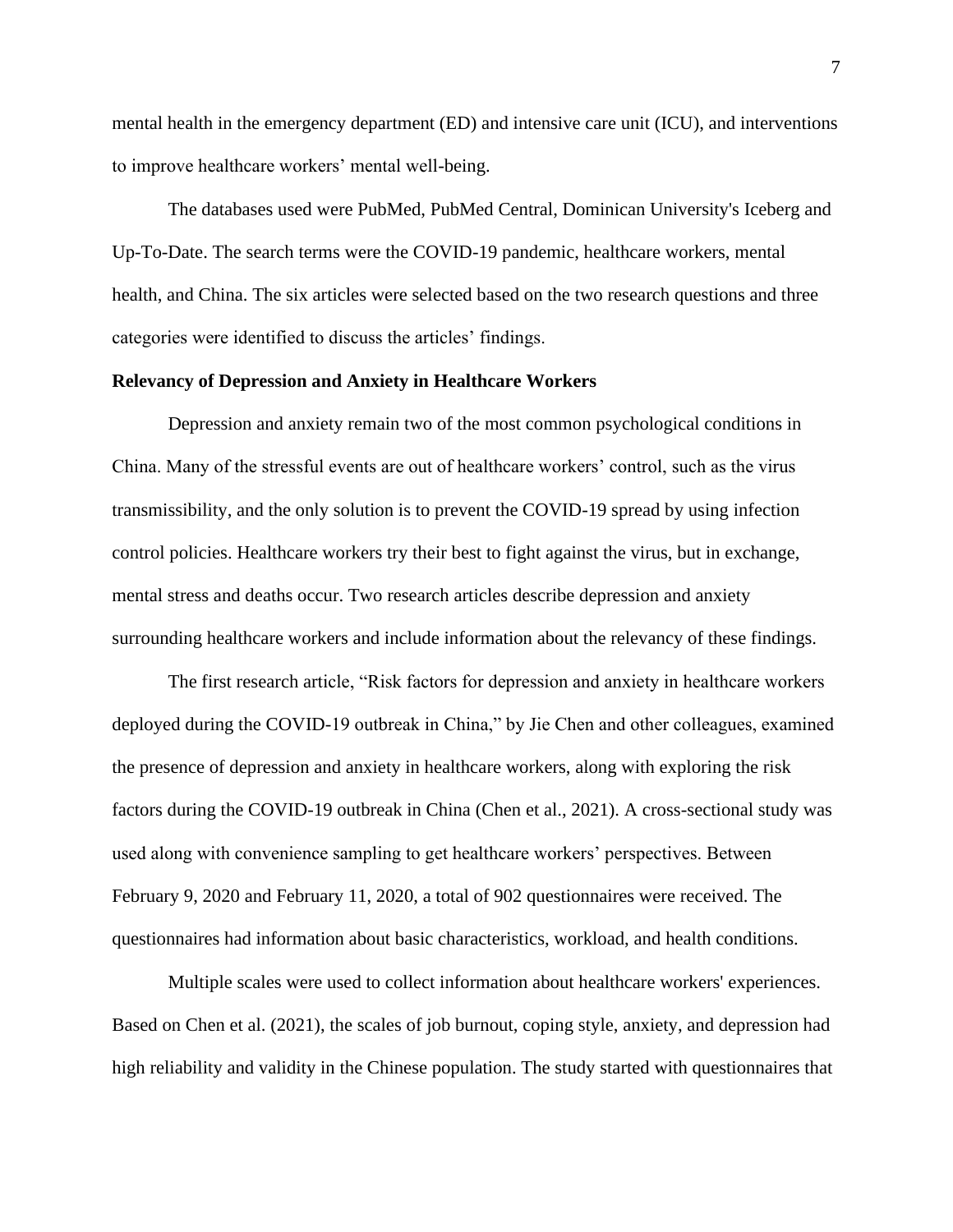mental health in the emergency department (ED) and intensive care unit (ICU), and interventions to improve healthcare workers' mental well-being.

The databases used were PubMed, PubMed Central, Dominican University's Iceberg and Up-To-Date. The search terms were the COVID-19 pandemic, healthcare workers, mental health, and China. The six articles were selected based on the two research questions and three categories were identified to discuss the articles' findings.

**Relevancy of Depression and Anxiety in Healthcare Workers**

Depression and anxiety remain two of the most common psychological conditions in China. Many of the stressful events are out of healthcare workers' control, such as the virus transmissibility, and the only solution is to prevent the COVID-19 spread by using infection control policies. Healthcare workers try their best to fight against the virus, but in exchange, mental stress and deaths occur. Two research articles describe depression and anxiety surrounding healthcare workers and include information about the relevancy of these findings.

The first research article, "Risk factors for depression and anxiety in healthcare workers deployed during the COVID-19 outbreak in China," by Jie Chen and other colleagues, examined the presence of depression and anxiety in healthcare workers, along with exploring the risk factors during the COVID-19 outbreak in China (Chen et al., 2021). A cross-sectional study was used along with convenience sampling to get healthcare workers' perspectives. Between February 9, 2020 and February 11, 2020, a total of 902 questionnaires were received. The questionnaires had information about basic characteristics, workload, and health conditions.

Multiple scales were used to collect information about healthcare workers' experiences. Based on Chen et al. (2021), the scales of job burnout, coping style, anxiety, and depression had high reliability and validity in the Chinese population. The study started with questionnaires that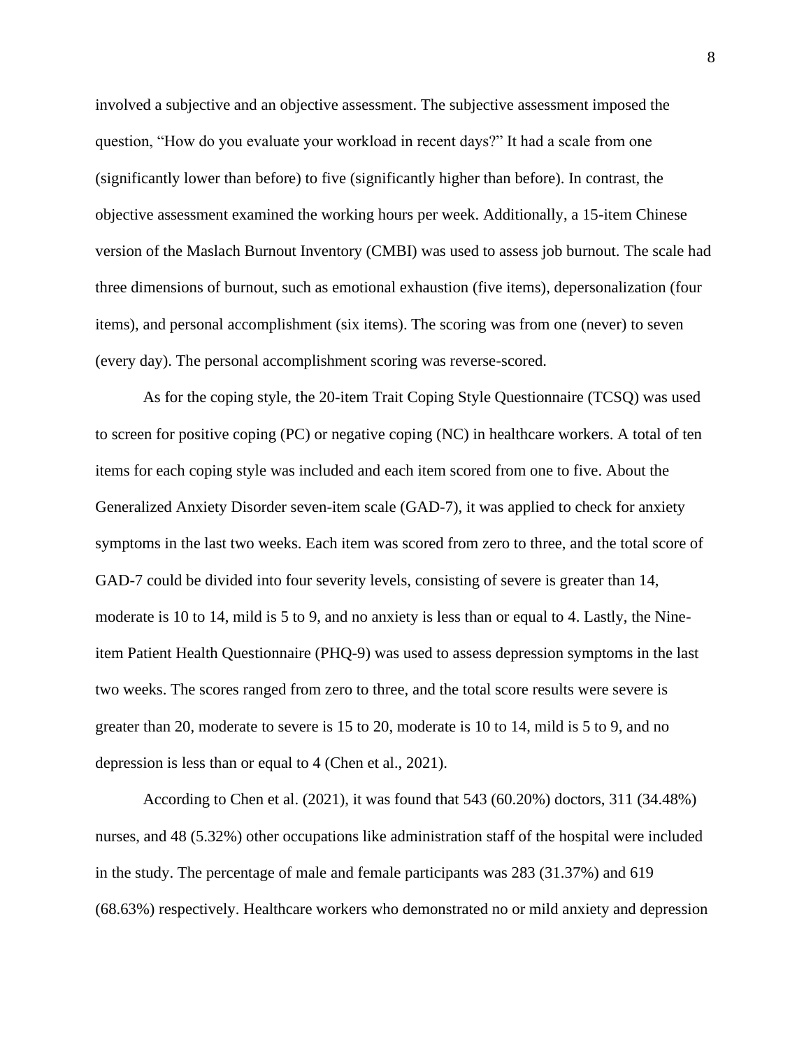involved a subjective and an objective assessment. The subjective assessment imposed the question, "How do you evaluate your workload in recent days?" It had a scale from one (significantly lower than before) to five (significantly higher than before). In contrast, the objective assessment examined the working hours per week. Additionally, a 15-item Chinese version of the Maslach Burnout Inventory (CMBI) was used to assess job burnout. The scale had three dimensions of burnout, such as emotional exhaustion (five items), depersonalization (four items), and personal accomplishment (six items). The scoring was from one (never) to seven (every day). The personal accomplishment scoring was reverse-scored.

As for the coping style, the 20-item Trait Coping Style Questionnaire (TCSQ) was used to screen for positive coping (PC) or negative coping (NC) in healthcare workers. A total of ten items for each coping style was included and each item scored from one to five. About the Generalized Anxiety Disorder seven-item scale (GAD-7), it was applied to check for anxiety symptoms in the last two weeks. Each item was scored from zero to three, and the total score of GAD-7 could be divided into four severity levels, consisting of severe is greater than 14, moderate is 10 to 14, mild is 5 to 9, and no anxiety is less than or equal to 4. Lastly, the Nine-item Patient Health Questionnaire (PHQ-9) was used to assess depression symptoms in the last two weeks. The scores ranged from zero to three, and the total score results were severe is greater than 20, moderate to severe is 15 to 20, moderate is 10 to 14, mild is 5 to 9, and no depression is less than or equal to 4 (Chen et al., 2021).

According to Chen et al. (2021), it was found that 543 (60.20%) doctors, 311 (34.48%) nurses, and 48 (5.32%) other occupations like administration staff of the hospital were included in the study. The percentage of male and female participants was 283 (31.37%) and 619 (68.63%) respectively. Healthcare workers who demonstrated no or mild anxiety and depression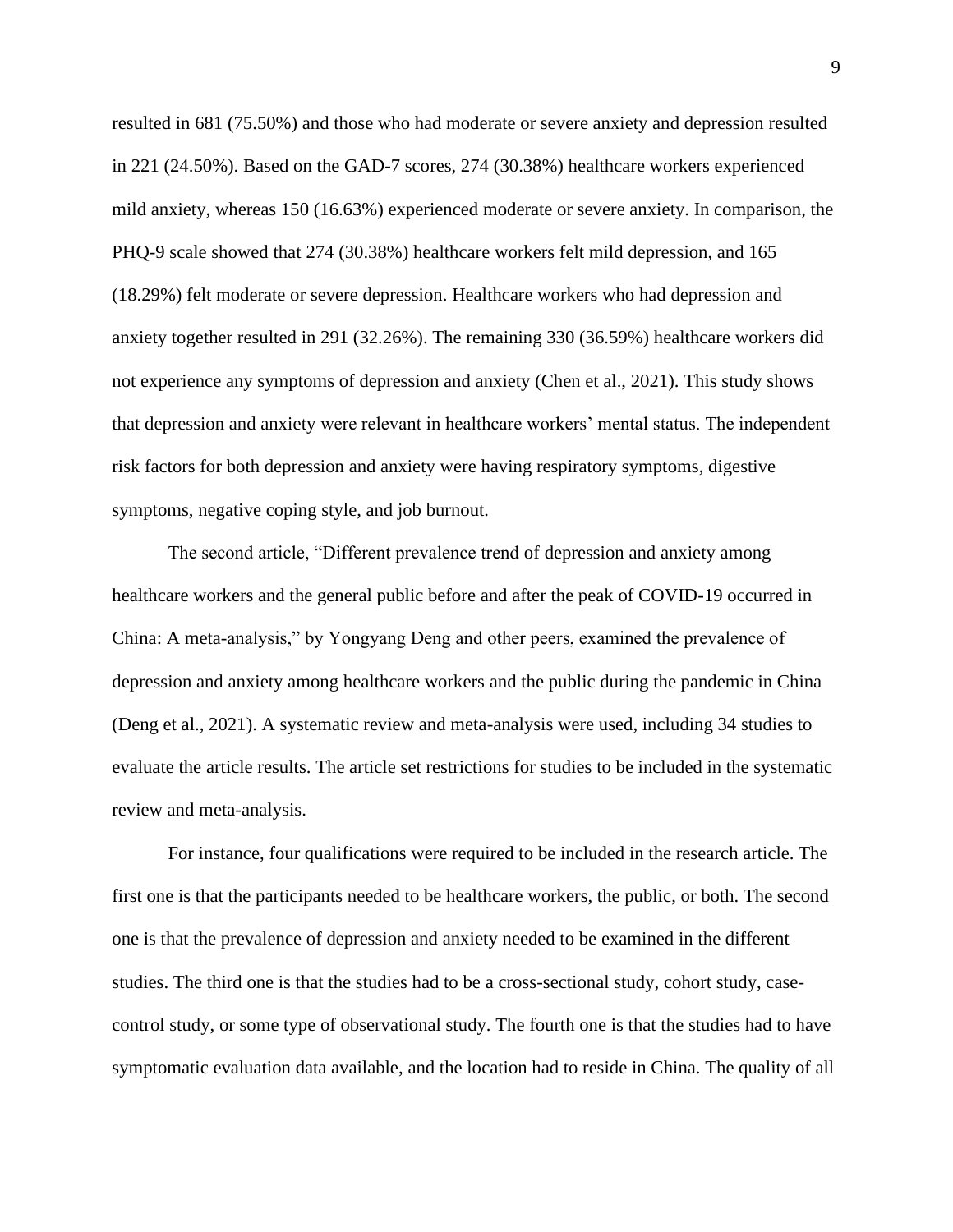resulted in 681 (75.50%) and those who had moderate or severe anxiety and depression resulted in 221 (24.50%). Based on the GAD-7 scores, 274 (30.38%) healthcare workers experienced mild anxiety, whereas 150 (16.63%) experienced moderate or severe anxiety. In comparison, the PHQ-9 scale showed that 274 (30.38%) healthcare workers felt mild depression, and 165 (18.29%) felt moderate or severe depression. Healthcare workers who had depression and anxiety together resulted in 291 (32.26%). The remaining 330 (36.59%) healthcare workers did not experience any symptoms of depression and anxiety (Chen et al., 2021). This study shows that depression and anxiety were relevant in healthcare workers' mental status. The independent risk factors for both depression and anxiety were having respiratory symptoms, digestive symptoms, negative coping style, and job burnout.

The second article, "Different prevalence trend of depression and anxiety among healthcare workers and the general public before and after the peak of COVID-19 occurred in China: A meta-analysis," by Yongyang Deng and other peers, examined the prevalence of depression and anxiety among healthcare workers and the public during the pandemic in China (Deng et al., 2021). A systematic review and meta-analysis were used, including 34 studies to evaluate the article results. The article set restrictions for studies to be included in the systematic review and meta-analysis.

For instance, four qualifications were required to be included in the research article. The first one is that the participants needed to be healthcare workers, the public, or both. The second one is that the prevalence of depression and anxiety needed to be examined in the different studies. The third one is that the studies had to be a cross-sectional study, cohort study, case-control study, or some type of observational study. The fourth one is that the studies had to have symptomatic evaluation data available, and the location had to reside in China. The quality of all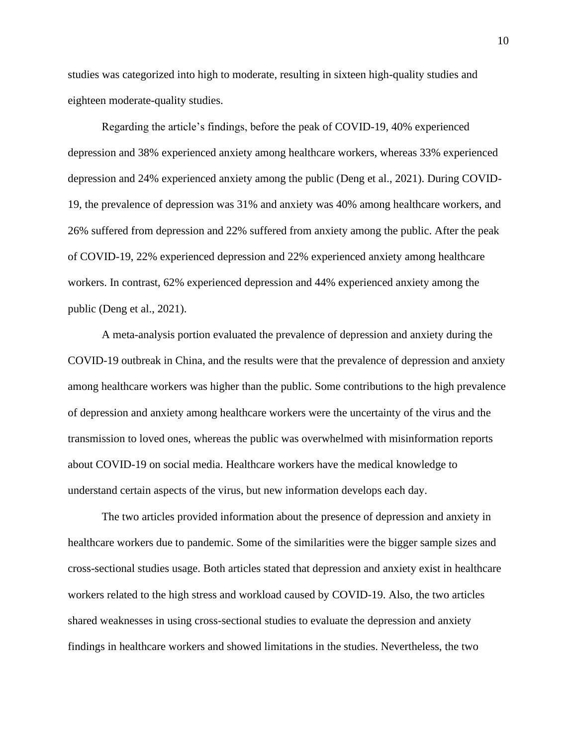studies was categorized into high to moderate, resulting in sixteen high-quality studies and eighteen moderate-quality studies.

Regarding the article's findings, before the peak of COVID-19, 40% experienced depression and 38% experienced anxiety among healthcare workers, whereas 33% experienced depression and 24% experienced anxiety among the public (Deng et al., 2021). During COVID-19, the prevalence of depression was 31% and anxiety was 40% among healthcare workers, and 26% suffered from depression and 22% suffered from anxiety among the public. After the peak of COVID-19, 22% experienced depression and 22% experienced anxiety among healthcare workers. In contrast, 62% experienced depression and 44% experienced anxiety among the public (Deng et al., 2021).

A meta-analysis portion evaluated the prevalence of depression and anxiety during the COVID-19 outbreak in China, and the results were that the prevalence of depression and anxiety among healthcare workers was higher than the public. Some contributions to the high prevalence of depression and anxiety among healthcare workers were the uncertainty of the virus and the transmission to loved ones, whereas the public was overwhelmed with misinformation reports about COVID-19 on social media. Healthcare workers have the medical knowledge to understand certain aspects of the virus, but new information develops each day.

The two articles provided information about the presence of depression and anxiety in healthcare workers due to pandemic. Some of the similarities were the bigger sample sizes and cross-sectional studies usage. Both articles stated that depression and anxiety exist in healthcare workers related to the high stress and workload caused by COVID-19. Also, the two articles shared weaknesses in using cross-sectional studies to evaluate the depression and anxiety findings in healthcare workers and showed limitations in the studies. Nevertheless, the two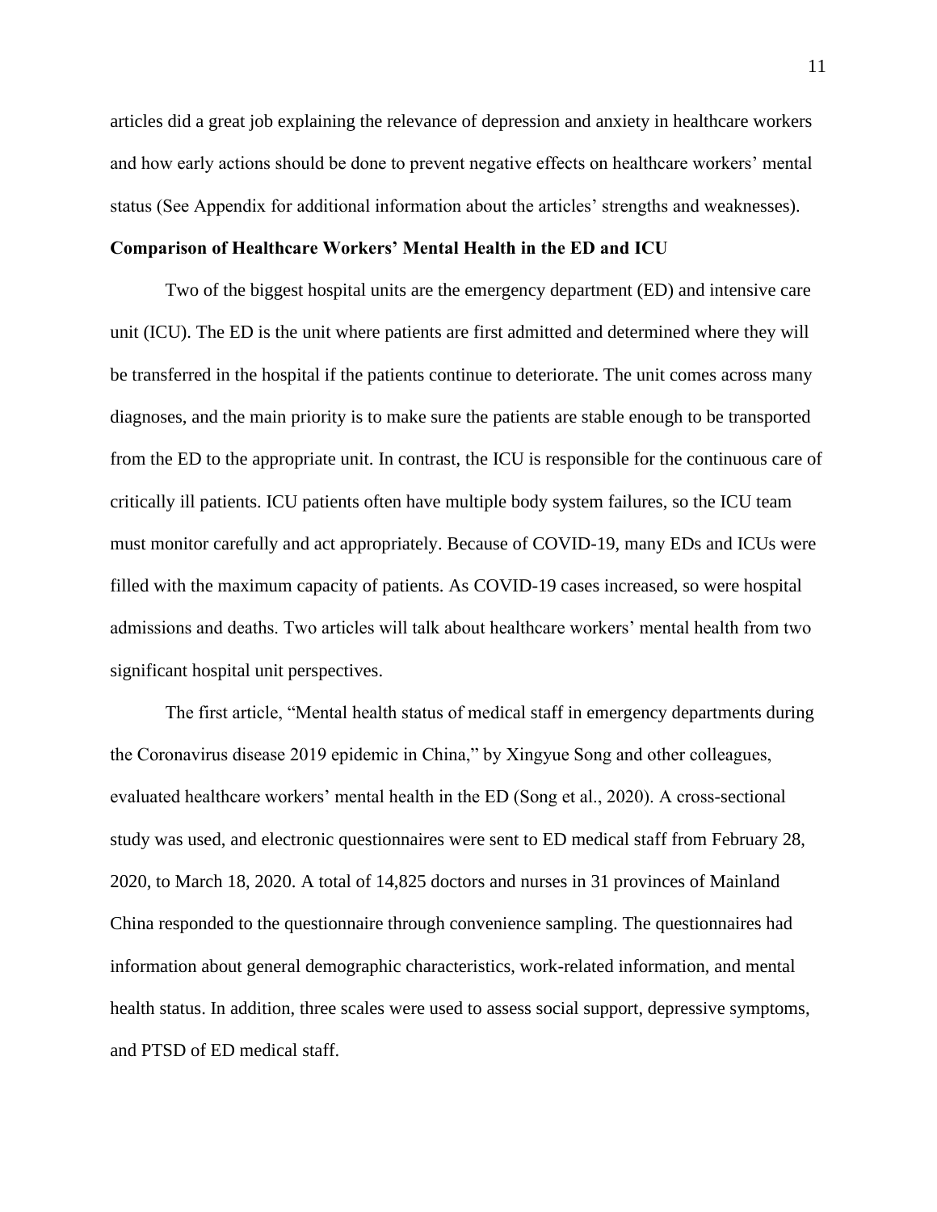articles did a great job explaining the relevance of depression and anxiety in healthcare workers and how early actions should be done to prevent negative effects on healthcare workers' mental status (See Appendix for additional information about the articles' strengths and weaknesses).

## Comparison of Healthcare Workers' Mental Health in the ED and ICU

Two of the biggest hospital units are the emergency department (ED) and intensive care unit (ICU). The ED is the unit where patients are first admitted and determined where they will be transferred in the hospital if the patients continue to deteriorate. The unit comes across many diagnoses, and the main priority is to make sure the patients are stable enough to be transported from the ED to the appropriate unit. In contrast, the ICU is responsible for the continuous care of critically ill patients. ICU patients often have multiple body system failures, so the ICU team must monitor carefully and act appropriately. Because of COVID-19, many EDs and ICUs were filled with the maximum capacity of patients. As COVID-19 cases increased, so were hospital admissions and deaths. Two articles will talk about healthcare workers' mental health from two significant hospital unit perspectives.

The first article, "Mental health status of medical staff in emergency departments during the Coronavirus disease 2019 epidemic in China," by Xingyue Song and other colleagues, evaluated healthcare workers' mental health in the ED (Song et al., 2020). A cross-sectional study was used, and electronic questionnaires were sent to ED medical staff from February 28, 2020, to March 18, 2020. A total of 14,825 doctors and nurses in 31 provinces of Mainland China responded to the questionnaire through convenience sampling. The questionnaires had information about general demographic characteristics, work-related information, and mental health status. In addition, three scales were used to assess social support, depressive symptoms, and PTSD of ED medical staff.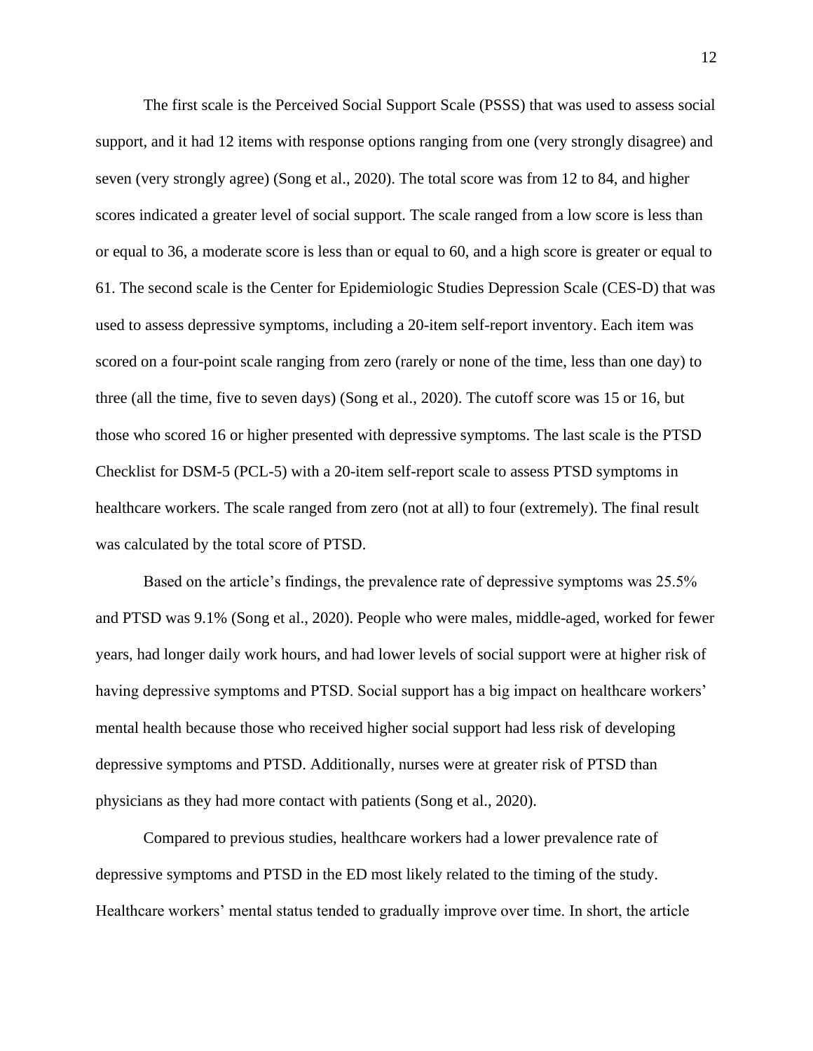The first scale is the Perceived Social Support Scale (PSSS) that was used to assess social support, and it had 12 items with response options ranging from one (very strongly disagree) and seven (very strongly agree) (Song et al., 2020). The total score was from 12 to 84, and higher scores indicated a greater level of social support. The scale ranged from a low score is less than or equal to 36, a moderate score is less than or equal to 60, and a high score is greater or equal to 61. The second scale is the Center for Epidemiologic Studies Depression Scale (CES-D) that was used to assess depressive symptoms, including a 20-item self-report inventory. Each item was scored on a four-point scale ranging from zero (rarely or none of the time, less than one day) to three (all the time, five to seven days) (Song et al., 2020). The cutoff score was 15 or 16, but those who scored 16 or higher presented with depressive symptoms. The last scale is the PTSD Checklist for DSM-5 (PCL-5) with a 20-item self-report scale to assess PTSD symptoms in healthcare workers. The scale ranged from zero (not at all) to four (extremely). The final result was calculated by the total score of PTSD.

Based on the article's findings, the prevalence rate of depressive symptoms was 25.5% and PTSD was 9.1% (Song et al., 2020). People who were males, middle-aged, worked for fewer years, had longer daily work hours, and had lower levels of social support were at higher risk of having depressive symptoms and PTSD. Social support has a big impact on healthcare workers' mental health because those who received higher social support had less risk of developing depressive symptoms and PTSD. Additionally, nurses were at greater risk of PTSD than physicians as they had more contact with patients (Song et al., 2020).

Compared to previous studies, healthcare workers had a lower prevalence rate of depressive symptoms and PTSD in the ED most likely related to the timing of the study. Healthcare workers' mental status tended to gradually improve over time. In short, the article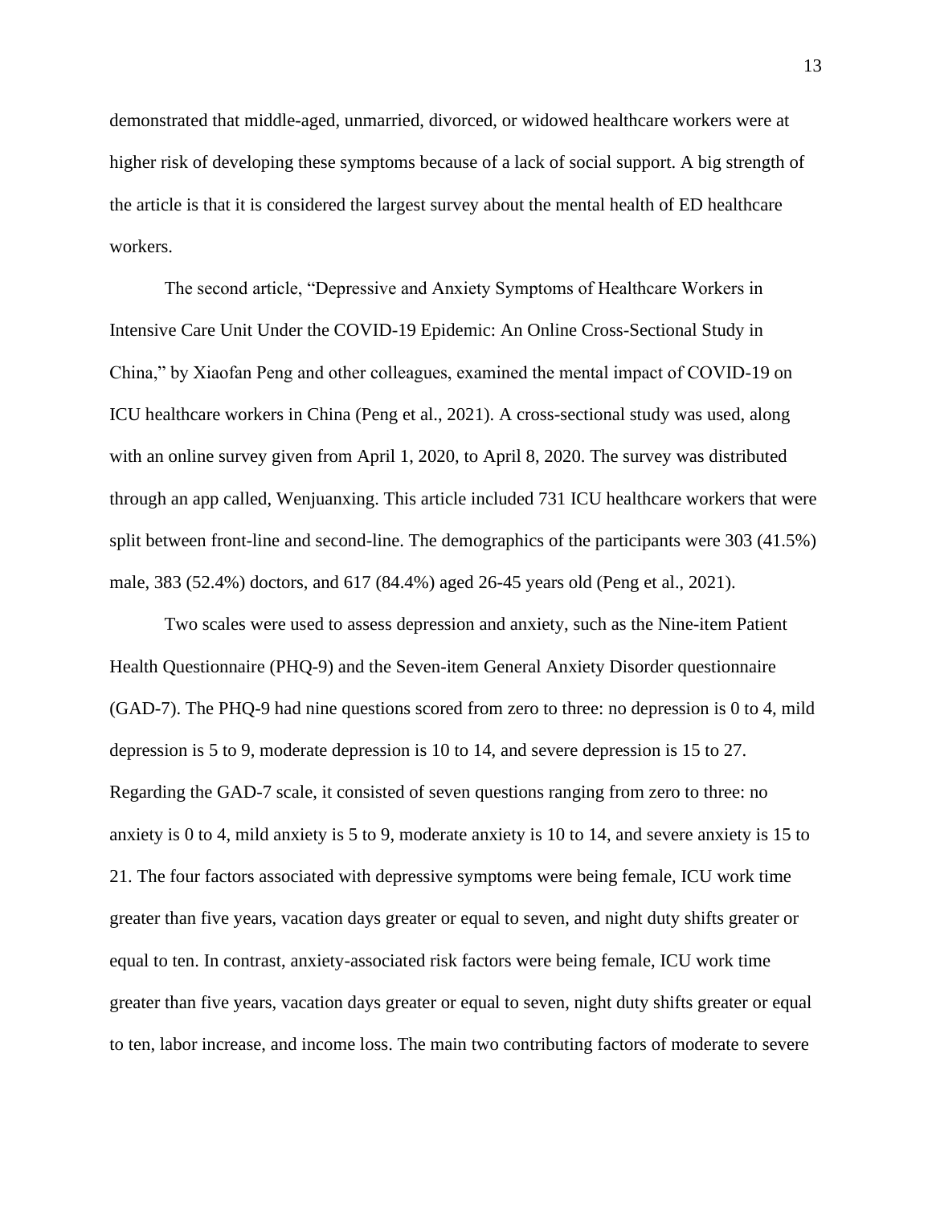demonstrated that middle-aged, unmarried, divorced, or widowed healthcare workers were at higher risk of developing these symptoms because of a lack of social support. A big strength of the article is that it is considered the largest survey about the mental health of ED healthcare workers.

The second article, "Depressive and Anxiety Symptoms of Healthcare Workers in Intensive Care Unit Under the COVID-19 Epidemic: An Online Cross-Sectional Study in China," by Xiaofan Peng and other colleagues, examined the mental impact of COVID-19 on ICU healthcare workers in China (Peng et al., 2021). A cross-sectional study was used, along with an online survey given from April 1, 2020, to April 8, 2020. The survey was distributed through an app called, Wenjuanxing. This article included 731 ICU healthcare workers that were split between front-line and second-line. The demographics of the participants were 303 (41.5%) male, 383 (52.4%) doctors, and 617 (84.4%) aged 26-45 years old (Peng et al., 2021).

Two scales were used to assess depression and anxiety, such as the Nine-item Patient Health Questionnaire (PHQ-9) and the Seven-item General Anxiety Disorder questionnaire (GAD-7). The PHQ-9 had nine questions scored from zero to three: no depression is 0 to 4, mild depression is 5 to 9, moderate depression is 10 to 14, and severe depression is 15 to 27. Regarding the GAD-7 scale, it consisted of seven questions ranging from zero to three: no anxiety is 0 to 4, mild anxiety is 5 to 9, moderate anxiety is 10 to 14, and severe anxiety is 15 to 21. The four factors associated with depressive symptoms were being female, ICU work time greater than five years, vacation days greater or equal to seven, and night duty shifts greater or equal to ten. In contrast, anxiety-associated risk factors were being female, ICU work time greater than five years, vacation days greater or equal to seven, night duty shifts greater or equal to ten, labor increase, and income loss. The main two contributing factors of moderate to severe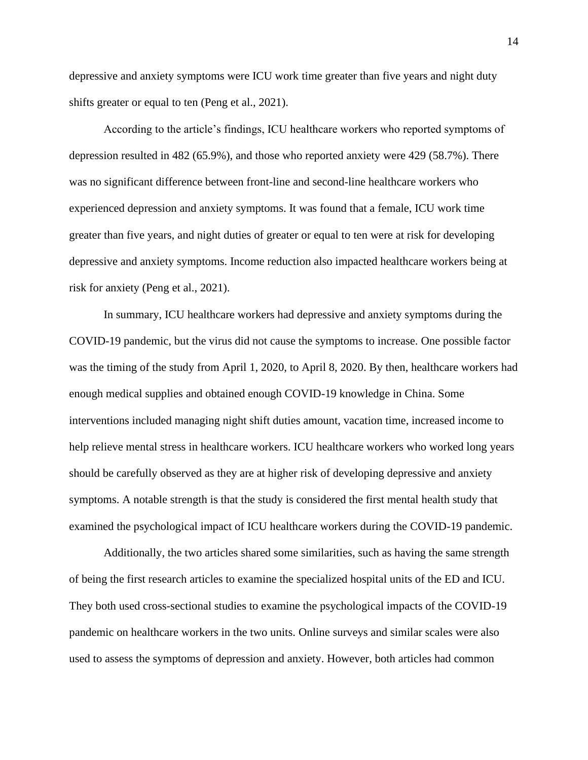depressive and anxiety symptoms were ICU work time greater than five years and night duty shifts greater or equal to ten (Peng et al., 2021).

According to the article's findings, ICU healthcare workers who reported symptoms of depression resulted in 482 (65.9%), and those who reported anxiety were 429 (58.7%). There was no significant difference between front-line and second-line healthcare workers who experienced depression and anxiety symptoms. It was found that a female, ICU work time greater than five years, and night duties of greater or equal to ten were at risk for developing depressive and anxiety symptoms. Income reduction also impacted healthcare workers being at risk for anxiety (Peng et al., 2021).

In summary, ICU healthcare workers had depressive and anxiety symptoms during the COVID-19 pandemic, but the virus did not cause the symptoms to increase. One possible factor was the timing of the study from April 1, 2020, to April 8, 2020. By then, healthcare workers had enough medical supplies and obtained enough COVID-19 knowledge in China. Some interventions included managing night shift duties amount, vacation time, increased income to help relieve mental stress in healthcare workers. ICU healthcare workers who worked long years should be carefully observed as they are at higher risk of developing depressive and anxiety symptoms. A notable strength is that the study is considered the first mental health study that examined the psychological impact of ICU healthcare workers during the COVID-19 pandemic.

Additionally, the two articles shared some similarities, such as having the same strength of being the first research articles to examine the specialized hospital units of the ED and ICU. They both used cross-sectional studies to examine the psychological impacts of the COVID-19 pandemic on healthcare workers in the two units. Online surveys and similar scales were also used to assess the symptoms of depression and anxiety. However, both articles had common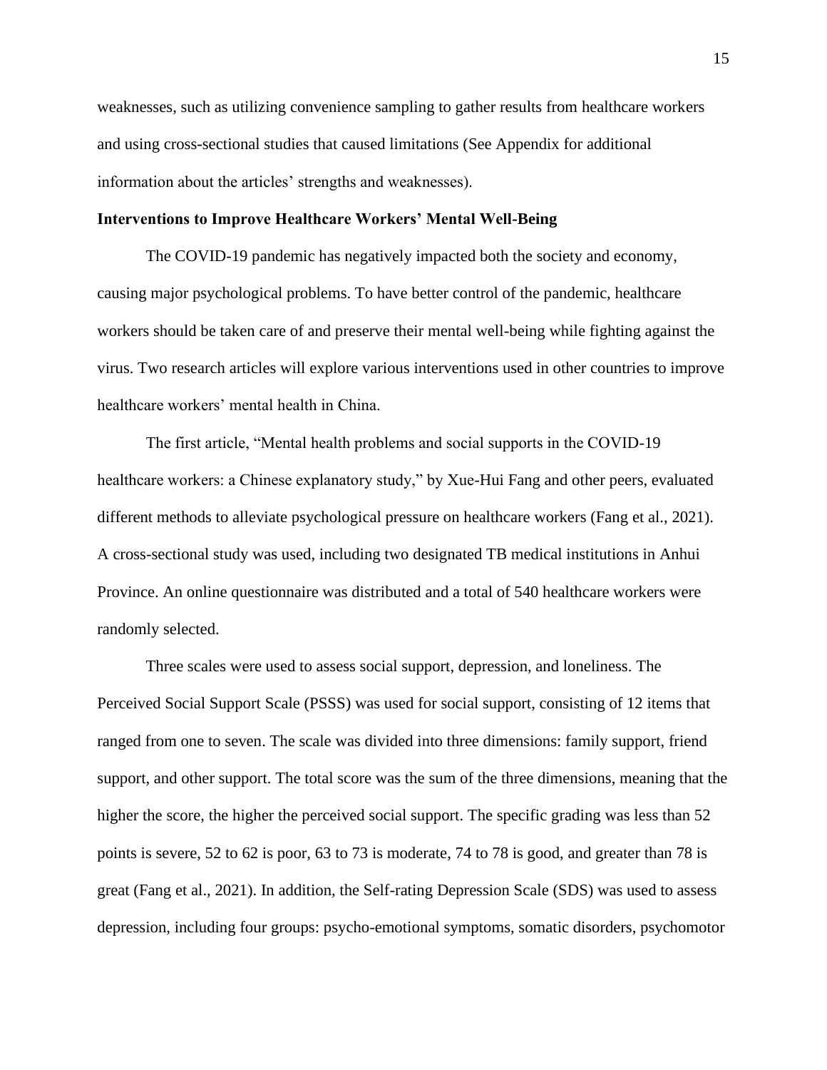weaknesses, such as utilizing convenience sampling to gather results from healthcare workers and using cross-sectional studies that caused limitations (See Appendix for additional information about the articles' strengths and weaknesses).

**Interventions to Improve Healthcare Workers' Mental Well-Being**

The COVID-19 pandemic has negatively impacted both the society and economy, causing major psychological problems. To have better control of the pandemic, healthcare workers should be taken care of and preserve their mental well-being while fighting against the virus. Two research articles will explore various interventions used in other countries to improve healthcare workers' mental health in China.

The first article, "Mental health problems and social supports in the COVID-19 healthcare workers: a Chinese explanatory study," by Xue-Hui Fang and other peers, evaluated different methods to alleviate psychological pressure on healthcare workers (Fang et al., 2021). A cross-sectional study was used, including two designated TB medical institutions in Anhui Province. An online questionnaire was distributed and a total of 540 healthcare workers were randomly selected.

Three scales were used to assess social support, depression, and loneliness. The Perceived Social Support Scale (PSSS) was used for social support, consisting of 12 items that ranged from one to seven. The scale was divided into three dimensions: family support, friend support, and other support. The total score was the sum of the three dimensions, meaning that the higher the score, the higher the perceived social support. The specific grading was less than 52 points is severe, 52 to 62 is poor, 63 to 73 is moderate, 74 to 78 is good, and greater than 78 is great (Fang et al., 2021). In addition, the Self-rating Depression Scale (SDS) was used to assess depression, including four groups: psycho-emotional symptoms, somatic disorders, psychomotor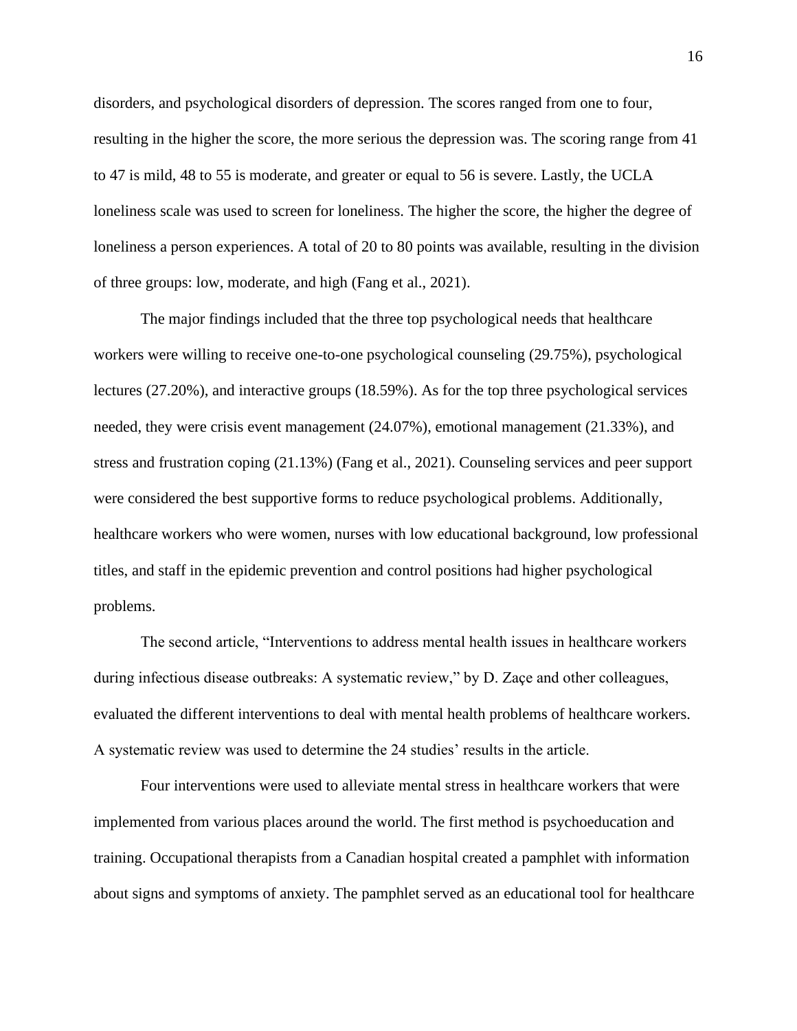disorders, and psychological disorders of depression. The scores ranged from one to four, resulting in the higher the score, the more serious the depression was. The scoring range from 41 to 47 is mild, 48 to 55 is moderate, and greater or equal to 56 is severe. Lastly, the UCLA loneliness scale was used to screen for loneliness. The higher the score, the higher the degree of loneliness a person experiences. A total of 20 to 80 points was available, resulting in the division of three groups: low, moderate, and high (Fang et al., 2021).

The major findings included that the three top psychological needs that healthcare workers were willing to receive one-to-one psychological counseling (29.75%), psychological lectures (27.20%), and interactive groups (18.59%). As for the top three psychological services needed, they were crisis event management (24.07%), emotional management (21.33%), and stress and frustration coping (21.13%) (Fang et al., 2021). Counseling services and peer support were considered the best supportive forms to reduce psychological problems. Additionally, healthcare workers who were women, nurses with low educational background, low professional titles, and staff in the epidemic prevention and control positions had higher psychological problems.

The second article, "Interventions to address mental health issues in healthcare workers during infectious disease outbreaks: A systematic review," by D. Zaçe and other colleagues, evaluated the different interventions to deal with mental health problems of healthcare workers. A systematic review was used to determine the 24 studies' results in the article.

Four interventions were used to alleviate mental stress in healthcare workers that were implemented from various places around the world. The first method is psychoeducation and training. Occupational therapists from a Canadian hospital created a pamphlet with information about signs and symptoms of anxiety. The pamphlet served as an educational tool for healthcare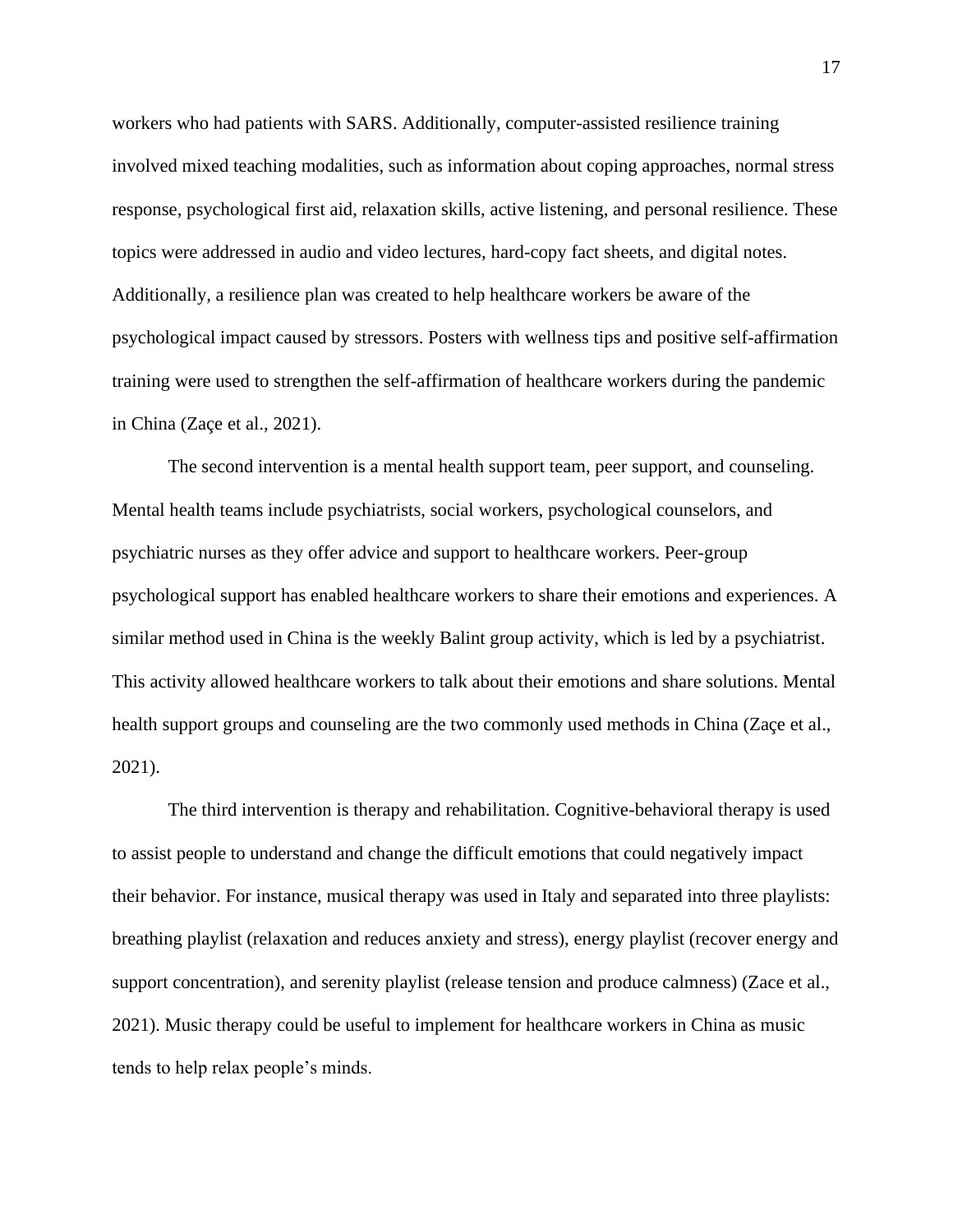workers who had patients with SARS. Additionally, computer-assisted resilience training involved mixed teaching modalities, such as information about coping approaches, normal stress response, psychological first aid, relaxation skills, active listening, and personal resilience. These topics were addressed in audio and video lectures, hard-copy fact sheets, and digital notes. Additionally, a resilience plan was created to help healthcare workers be aware of the psychological impact caused by stressors. Posters with wellness tips and positive self-affirmation training were used to strengthen the self-affirmation of healthcare workers during the pandemic in China (Zaçe et al., 2021).

The second intervention is a mental health support team, peer support, and counseling. Mental health teams include psychiatrists, social workers, psychological counselors, and psychiatric nurses as they offer advice and support to healthcare workers. Peer-group psychological support has enabled healthcare workers to share their emotions and experiences. A similar method used in China is the weekly Balint group activity, which is led by a psychiatrist. This activity allowed healthcare workers to talk about their emotions and share solutions. Mental health support groups and counseling are the two commonly used methods in China (Zaçe et al., 2021).

The third intervention is therapy and rehabilitation. Cognitive-behavioral therapy is used to assist people to understand and change the difficult emotions that could negatively impact their behavior. For instance, musical therapy was used in Italy and separated into three playlists: breathing playlist (relaxation and reduces anxiety and stress), energy playlist (recover energy and support concentration), and serenity playlist (release tension and produce calmness) (Zace et al., 2021). Music therapy could be useful to implement for healthcare workers in China as music tends to help relax people's minds.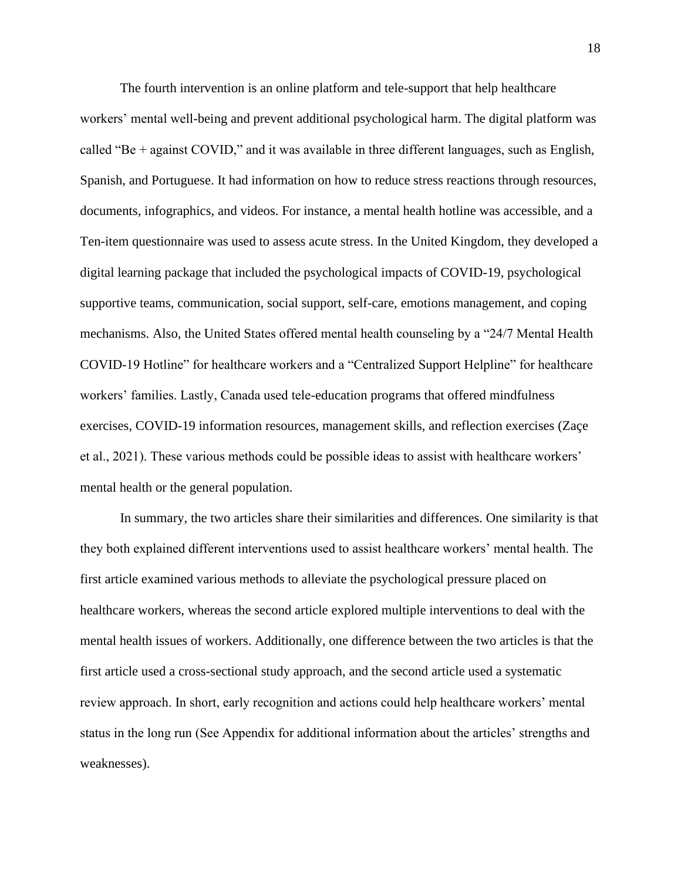The fourth intervention is an online platform and tele-support that help healthcare workers' mental well-being and prevent additional psychological harm. The digital platform was called "Be + against COVID," and it was available in three different languages, such as English, Spanish, and Portuguese. It had information on how to reduce stress reactions through resources, documents, infographics, and videos. For instance, a mental health hotline was accessible, and a Ten-item questionnaire was used to assess acute stress. In the United Kingdom, they developed a digital learning package that included the psychological impacts of COVID-19, psychological supportive teams, communication, social support, self-care, emotions management, and coping mechanisms. Also, the United States offered mental health counseling by a "24/7 Mental Health COVID-19 Hotline" for healthcare workers and a "Centralized Support Helpline" for healthcare workers' families. Lastly, Canada used tele-education programs that offered mindfulness exercises, COVID-19 information resources, management skills, and reflection exercises (Zaçe et al., 2021). These various methods could be possible ideas to assist with healthcare workers' mental health or the general population.

In summary, the two articles share their similarities and differences. One similarity is that they both explained different interventions used to assist healthcare workers' mental health. The first article examined various methods to alleviate the psychological pressure placed on healthcare workers, whereas the second article explored multiple interventions to deal with the mental health issues of workers. Additionally, one difference between the two articles is that the first article used a cross-sectional study approach, and the second article used a systematic review approach. In short, early recognition and actions could help healthcare workers' mental status in the long run (See Appendix for additional information about the articles' strengths and weaknesses).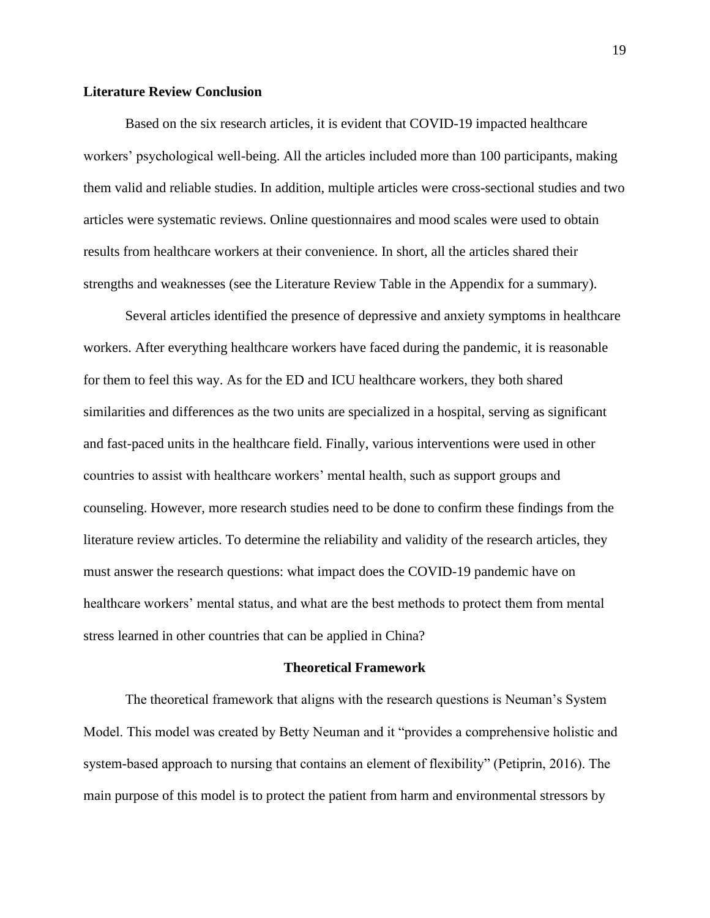**Literature Review Conclusion**

Based on the six research articles, it is evident that COVID-19 impacted healthcare workers' psychological well-being. All the articles included more than 100 participants, making them valid and reliable studies. In addition, multiple articles were cross-sectional studies and two articles were systematic reviews. Online questionnaires and mood scales were used to obtain results from healthcare workers at their convenience. In short, all the articles shared their strengths and weaknesses (see the Literature Review Table in the Appendix for a summary).

Several articles identified the presence of depressive and anxiety symptoms in healthcare workers. After everything healthcare workers have faced during the pandemic, it is reasonable for them to feel this way. As for the ED and ICU healthcare workers, they both shared similarities and differences as the two units are specialized in a hospital, serving as significant and fast-paced units in the healthcare field. Finally, various interventions were used in other countries to assist with healthcare workers' mental health, such as support groups and counseling. However, more research studies need to be done to confirm these findings from the literature review articles. To determine the reliability and validity of the research articles, they must answer the research questions: what impact does the COVID-19 pandemic have on healthcare workers' mental status, and what are the best methods to protect them from mental stress learned in other countries that can be applied in China?

## Theoretical Framework

The theoretical framework that aligns with the research questions is Neuman's System Model. This model was created by Betty Neuman and it "provides a comprehensive holistic and system-based approach to nursing that contains an element of flexibility" (Petiprin, 2016). The main purpose of this model is to protect the patient from harm and environmental stressors by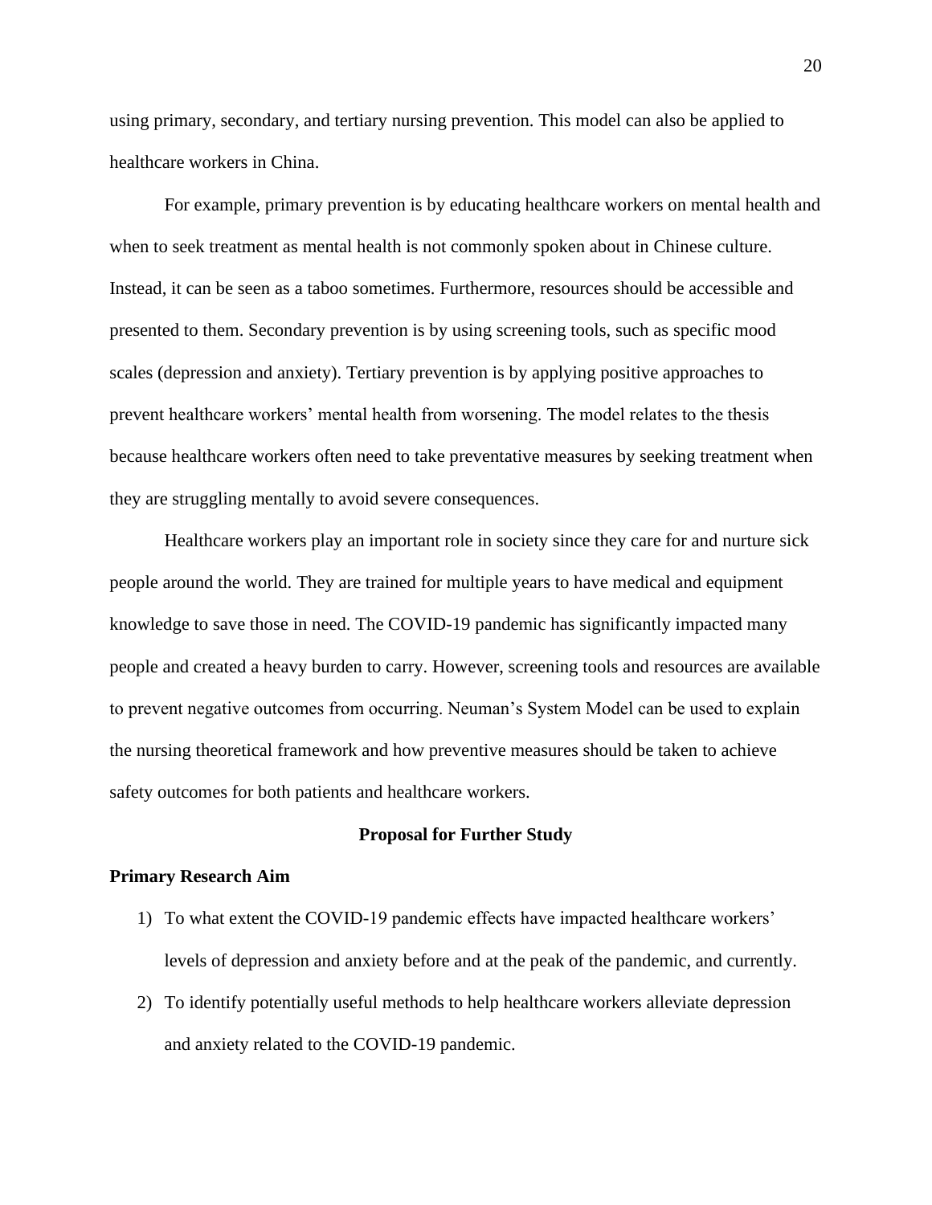using primary, secondary, and tertiary nursing prevention. This model can also be applied to healthcare workers in China.

For example, primary prevention is by educating healthcare workers on mental health and when to seek treatment as mental health is not commonly spoken about in Chinese culture. Instead, it can be seen as a taboo sometimes. Furthermore, resources should be accessible and presented to them. Secondary prevention is by using screening tools, such as specific mood scales (depression and anxiety). Tertiary prevention is by applying positive approaches to prevent healthcare workers' mental health from worsening. The model relates to the thesis because healthcare workers often need to take preventative measures by seeking treatment when they are struggling mentally to avoid severe consequences.

Healthcare workers play an important role in society since they care for and nurture sick people around the world. They are trained for multiple years to have medical and equipment knowledge to save those in need. The COVID-19 pandemic has significantly impacted many people and created a heavy burden to carry. However, screening tools and resources are available to prevent negative outcomes from occurring. Neuman's System Model can be used to explain the nursing theoretical framework and how preventive measures should be taken to achieve safety outcomes for both patients and healthcare workers.

## Proposal for Further Study

### Primary Research Aim

1) To what extent the COVID-19 pandemic effects have impacted healthcare workers' levels of depression and anxiety before and at the peak of the pandemic, and currently.
2) To identify potentially useful methods to help healthcare workers alleviate depression and anxiety related to the COVID-19 pandemic.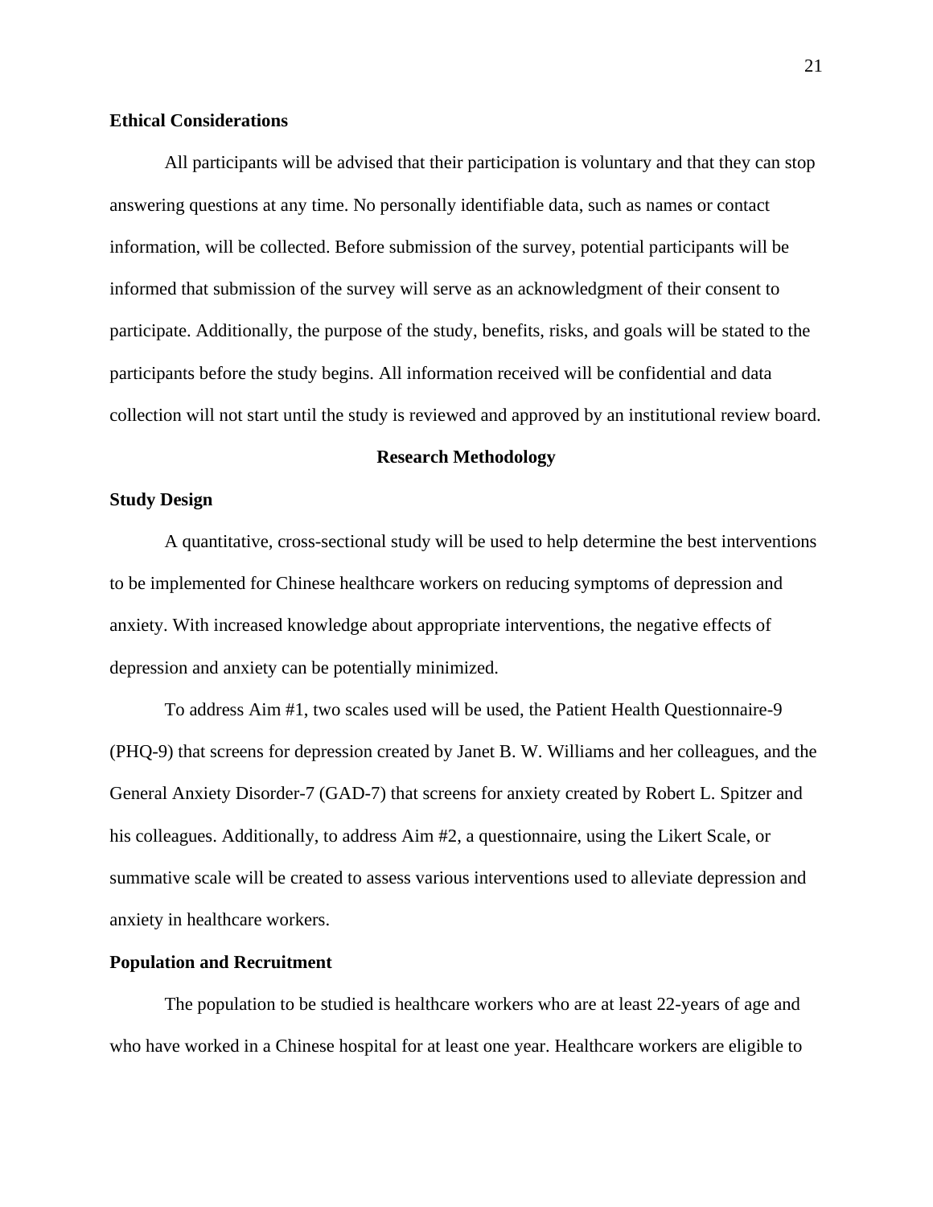### Ethical Considerations

All participants will be advised that their participation is voluntary and that they can stop answering questions at any time. No personally identifiable data, such as names or contact information, will be collected. Before submission of the survey, potential participants will be informed that submission of the survey will serve as an acknowledgment of their consent to participate. Additionally, the purpose of the study, benefits, risks, and goals will be stated to the participants before the study begins. All information received will be confidential and data collection will not start until the study is reviewed and approved by an institutional review board.

## Research Methodology

### Study Design

A quantitative, cross-sectional study will be used to help determine the best interventions to be implemented for Chinese healthcare workers on reducing symptoms of depression and anxiety. With increased knowledge about appropriate interventions, the negative effects of depression and anxiety can be potentially minimized.

To address Aim #1, two scales used will be used, the Patient Health Questionnaire-9 (PHQ-9) that screens for depression created by Janet B. W. Williams and her colleagues, and the General Anxiety Disorder-7 (GAD-7) that screens for anxiety created by Robert L. Spitzer and his colleagues. Additionally, to address Aim #2, a questionnaire, using the Likert Scale, or summative scale will be created to assess various interventions used to alleviate depression and anxiety in healthcare workers.

### Population and Recruitment

The population to be studied is healthcare workers who are at least 22-years of age and who have worked in a Chinese hospital for at least one year. Healthcare workers are eligible to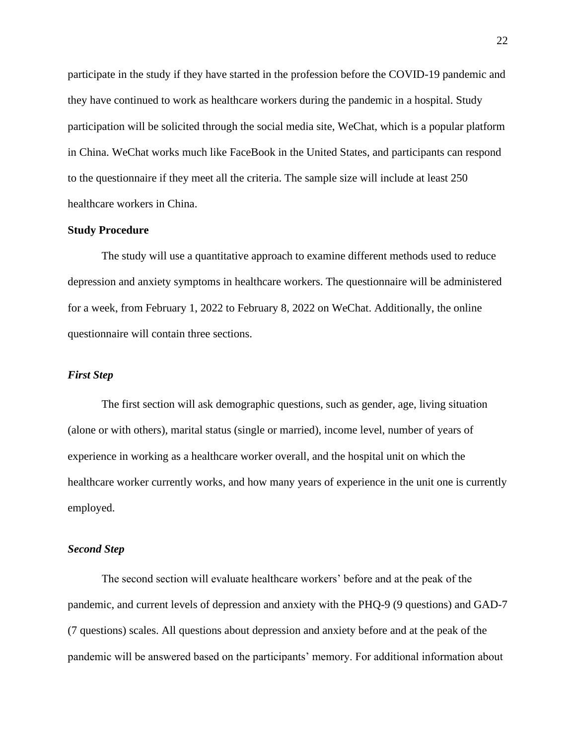participate in the study if they have started in the profession before the COVID-19 pandemic and they have continued to work as healthcare workers during the pandemic in a hospital. Study participation will be solicited through the social media site, WeChat, which is a popular platform in China. WeChat works much like FaceBook in the United States, and participants can respond to the questionnaire if they meet all the criteria. The sample size will include at least 250 healthcare workers in China.

## Study Procedure

The study will use a quantitative approach to examine different methods used to reduce depression and anxiety symptoms in healthcare workers. The questionnaire will be administered for a week, from February 1, 2022 to February 8, 2022 on WeChat. Additionally, the online questionnaire will contain three sections.

### *First Step*

The first section will ask demographic questions, such as gender, age, living situation (alone or with others), marital status (single or married), income level, number of years of experience in working as a healthcare worker overall, and the hospital unit on which the healthcare worker currently works, and how many years of experience in the unit one is currently employed.

### *Second Step*

The second section will evaluate healthcare workers' before and at the peak of the pandemic, and current levels of depression and anxiety with the PHQ-9 (9 questions) and GAD-7 (7 questions) scales. All questions about depression and anxiety before and at the peak of the pandemic will be answered based on the participants' memory. For additional information about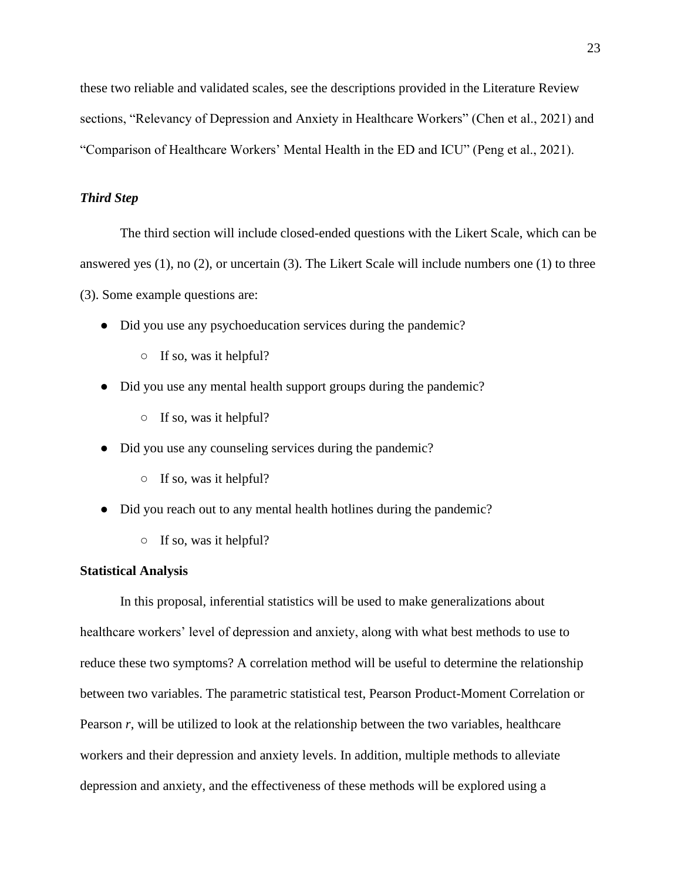these two reliable and validated scales, see the descriptions provided in the Literature Review sections, "Relevancy of Depression and Anxiety in Healthcare Workers" (Chen et al., 2021) and "Comparison of Healthcare Workers' Mental Health in the ED and ICU" (Peng et al., 2021).

#### *Third Step*

The third section will include closed-ended questions with the Likert Scale, which can be answered yes (1), no (2), or uncertain (3). The Likert Scale will include numbers one (1) to three (3). Some example questions are:

- Did you use any psychoeducation services during the pandemic?
  - If so, was it helpful?
- Did you use any mental health support groups during the pandemic?
  - If so, was it helpful?
- Did you use any counseling services during the pandemic?
  - If so, was it helpful?
- Did you reach out to any mental health hotlines during the pandemic?
  - If so, was it helpful?

### Statistical Analysis

In this proposal, inferential statistics will be used to make generalizations about healthcare workers' level of depression and anxiety, along with what best methods to use to reduce these two symptoms? A correlation method will be useful to determine the relationship between two variables. The parametric statistical test, Pearson Product-Moment Correlation or Pearson *r*, will be utilized to look at the relationship between the two variables, healthcare workers and their depression and anxiety levels. In addition, multiple methods to alleviate depression and anxiety, and the effectiveness of these methods will be explored using a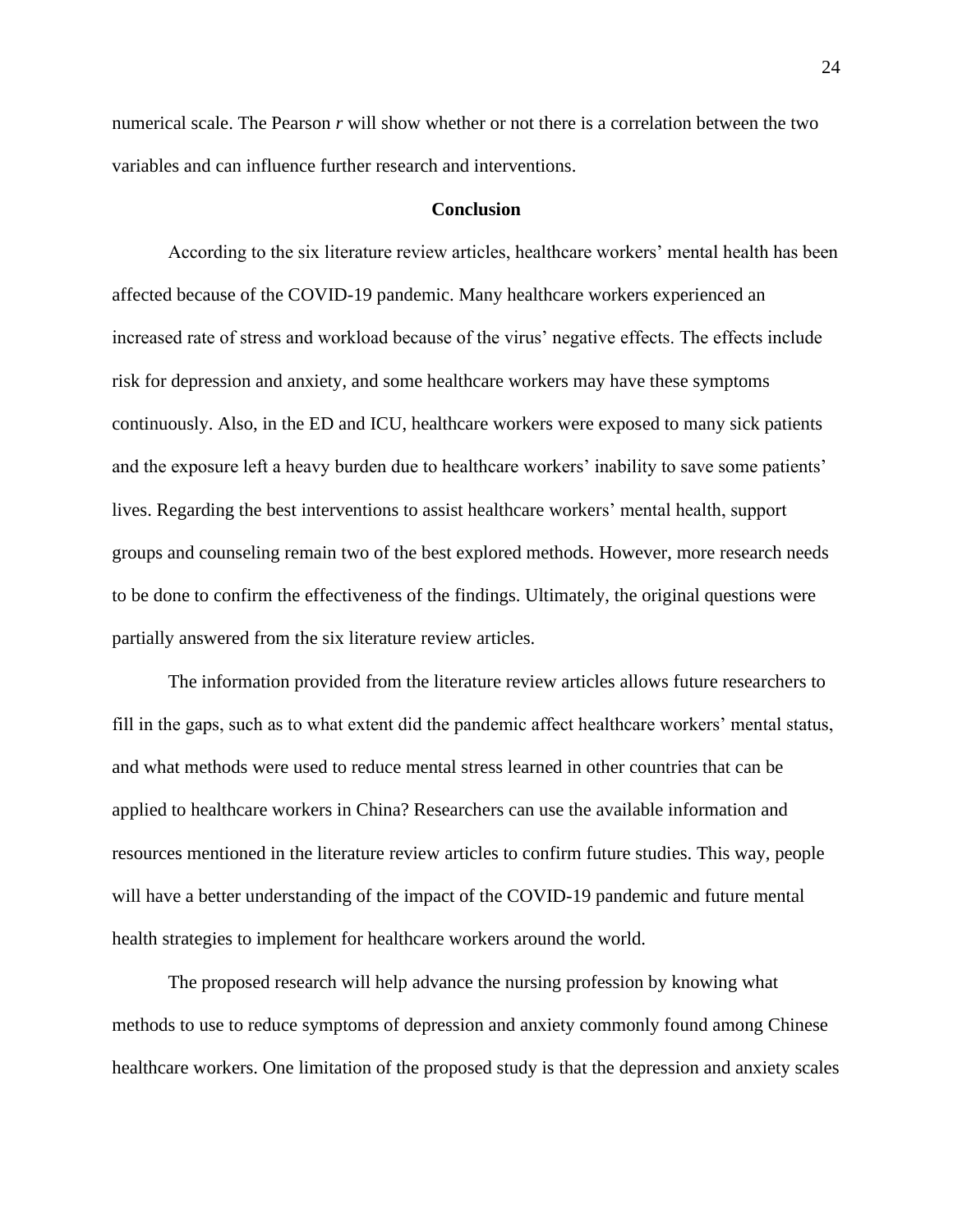numerical scale. The Pearson *r* will show whether or not there is a correlation between the two variables and can influence further research and interventions.

## Conclusion

According to the six literature review articles, healthcare workers' mental health has been affected because of the COVID-19 pandemic. Many healthcare workers experienced an increased rate of stress and workload because of the virus' negative effects. The effects include risk for depression and anxiety, and some healthcare workers may have these symptoms continuously. Also, in the ED and ICU, healthcare workers were exposed to many sick patients and the exposure left a heavy burden due to healthcare workers' inability to save some patients' lives. Regarding the best interventions to assist healthcare workers' mental health, support groups and counseling remain two of the best explored methods. However, more research needs to be done to confirm the effectiveness of the findings. Ultimately, the original questions were partially answered from the six literature review articles.

The information provided from the literature review articles allows future researchers to fill in the gaps, such as to what extent did the pandemic affect healthcare workers' mental status, and what methods were used to reduce mental stress learned in other countries that can be applied to healthcare workers in China? Researchers can use the available information and resources mentioned in the literature review articles to confirm future studies. This way, people will have a better understanding of the impact of the COVID-19 pandemic and future mental health strategies to implement for healthcare workers around the world.

The proposed research will help advance the nursing profession by knowing what methods to use to reduce symptoms of depression and anxiety commonly found among Chinese healthcare workers. One limitation of the proposed study is that the depression and anxiety scales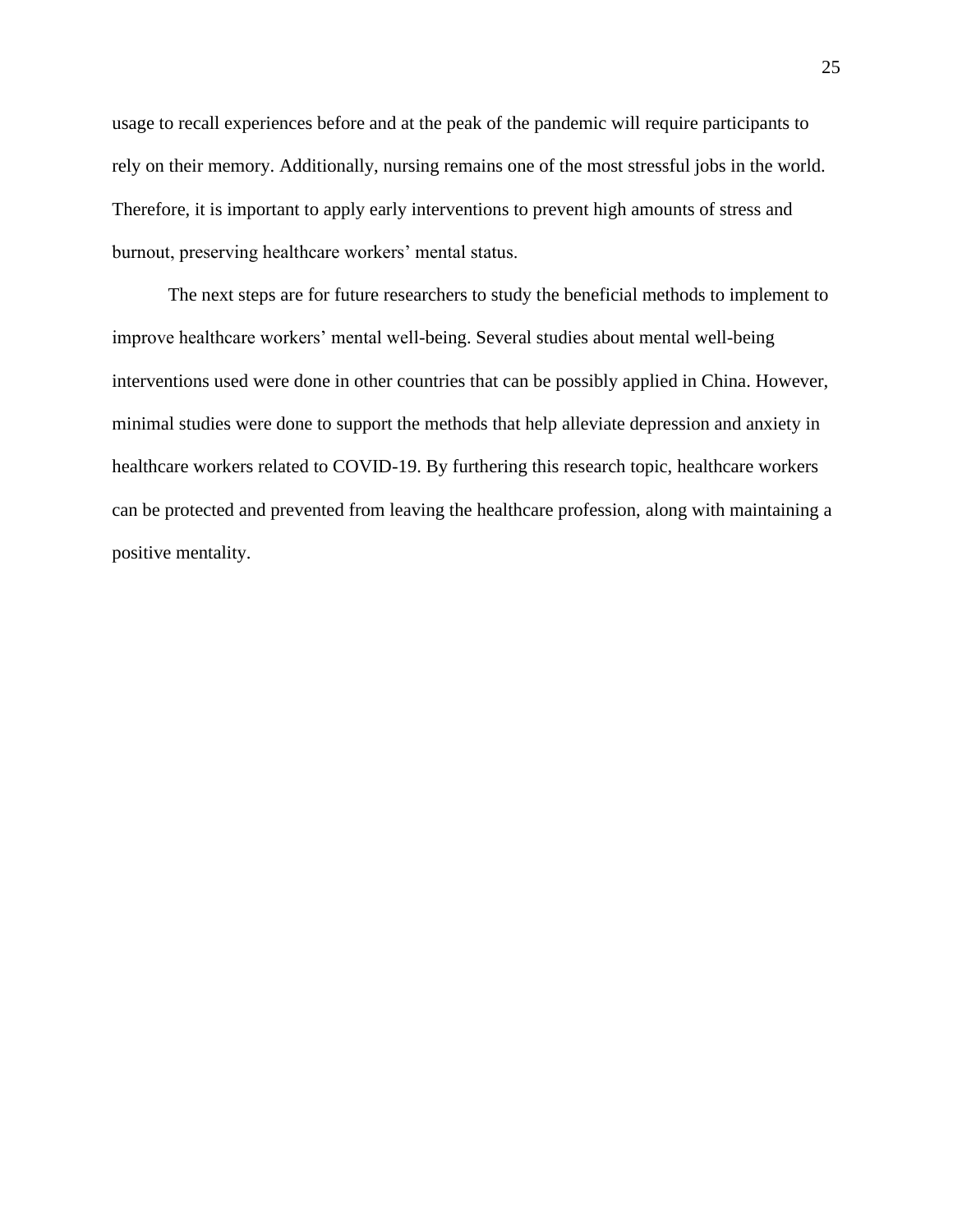usage to recall experiences before and at the peak of the pandemic will require participants to rely on their memory. Additionally, nursing remains one of the most stressful jobs in the world. Therefore, it is important to apply early interventions to prevent high amounts of stress and burnout, preserving healthcare workers' mental status.

The next steps are for future researchers to study the beneficial methods to implement to improve healthcare workers' mental well-being. Several studies about mental well-being interventions used were done in other countries that can be possibly applied in China. However, minimal studies were done to support the methods that help alleviate depression and anxiety in healthcare workers related to COVID-19. By furthering this research topic, healthcare workers can be protected and prevented from leaving the healthcare profession, along with maintaining a positive mentality.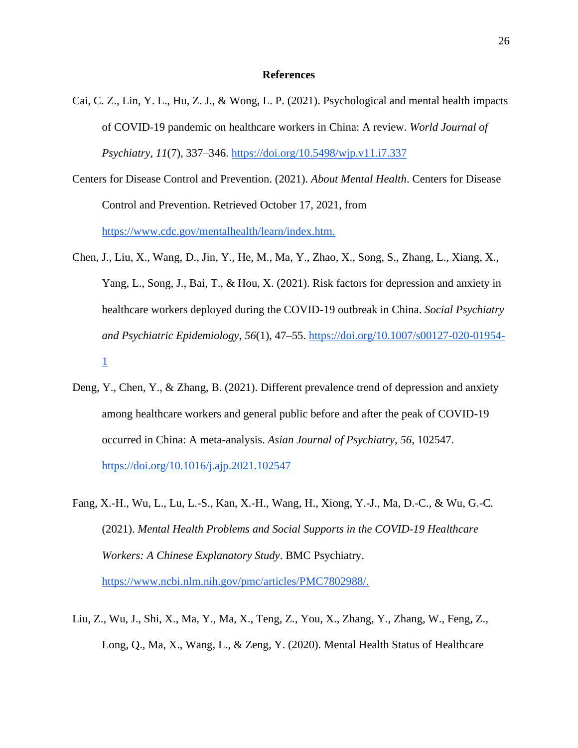# References

Cai, C. Z., Lin, Y. L., Hu, Z. J., & Wong, L. P. (2021). Psychological and mental health impacts of COVID-19 pandemic on healthcare workers in China: A review. *World Journal of Psychiatry*, *11*(7), 337–346. https://doi.org/10.5498/wjp.v11.i7.337

Centers for Disease Control and Prevention. (2021). *About Mental Health*. Centers for Disease Control and Prevention. Retrieved October 17, 2021, from https://www.cdc.gov/mentalhealth/learn/index.htm.

Chen, J., Liu, X., Wang, D., Jin, Y., He, M., Ma, Y., Zhao, X., Song, S., Zhang, L., Xiang, X., Yang, L., Song, J., Bai, T., & Hou, X. (2021). Risk factors for depression and anxiety in healthcare workers deployed during the COVID-19 outbreak in China. *Social Psychiatry and Psychiatric Epidemiology*, *56*(1), 47–55. https://doi.org/10.1007/s00127-020-01954-1

Deng, Y., Chen, Y., & Zhang, B. (2021). Different prevalence trend of depression and anxiety among healthcare workers and general public before and after the peak of COVID-19 occurred in China: A meta-analysis. *Asian Journal of Psychiatry*, *56*, 102547. https://doi.org/10.1016/j.ajp.2021.102547

Fang, X.-H., Wu, L., Lu, L.-S., Kan, X.-H., Wang, H., Xiong, Y.-J., Ma, D.-C., & Wu, G.-C. (2021). *Mental Health Problems and Social Supports in the COVID-19 Healthcare Workers: A Chinese Explanatory Study*. BMC Psychiatry. https://www.ncbi.nlm.nih.gov/pmc/articles/PMC7802988/.

Liu, Z., Wu, J., Shi, X., Ma, Y., Ma, X., Teng, Z., You, X., Zhang, Y., Zhang, W., Feng, Z., Long, Q., Ma, X., Wang, L., & Zeng, Y. (2020). Mental Health Status of Healthcare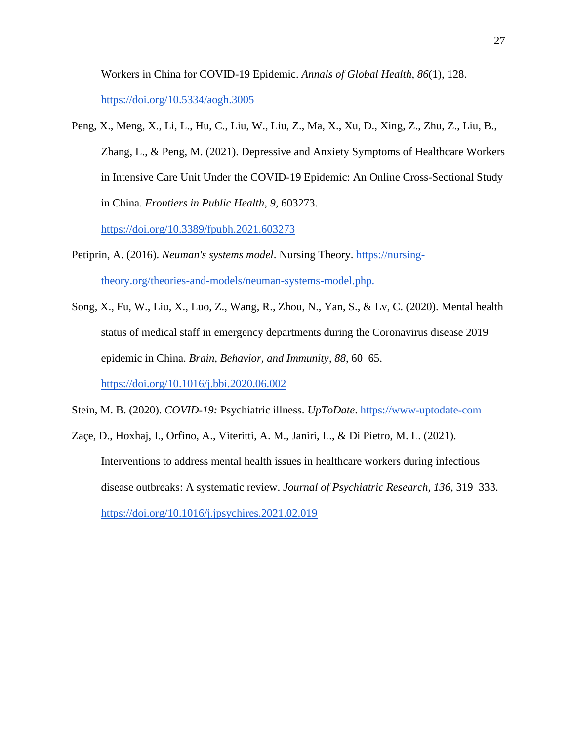Workers in China for COVID-19 Epidemic. *Annals of Global Health*, *86*(1), 128. https://doi.org/10.5334/aogh.3005

Peng, X., Meng, X., Li, L., Hu, C., Liu, W., Liu, Z., Ma, X., Xu, D., Xing, Z., Zhu, Z., Liu, B., Zhang, L., & Peng, M. (2021). Depressive and Anxiety Symptoms of Healthcare Workers in Intensive Care Unit Under the COVID-19 Epidemic: An Online Cross-Sectional Study in China. *Frontiers in Public Health*, *9*, 603273. https://doi.org/10.3389/fpubh.2021.603273

Petiprin, A. (2016). *Neuman's systems model*. Nursing Theory. https://nursing-theory.org/theories-and-models/neuman-systems-model.php.

Song, X., Fu, W., Liu, X., Luo, Z., Wang, R., Zhou, N., Yan, S., & Lv, C. (2020). Mental health status of medical staff in emergency departments during the Coronavirus disease 2019 epidemic in China. *Brain, Behavior, and Immunity*, *88*, 60–65. https://doi.org/10.1016/j.bbi.2020.06.002

Stein, M. B. (2020). *COVID-19:* Psychiatric illness. *UpToDate*. https://www-uptodate-com

Zaçe, D., Hoxhaj, I., Orfino, A., Viteritti, A. M., Janiri, L., & Di Pietro, M. L. (2021). Interventions to address mental health issues in healthcare workers during infectious disease outbreaks: A systematic review. *Journal of Psychiatric Research*, *136*, 319–333. https://doi.org/10.1016/j.jpsychires.2021.02.019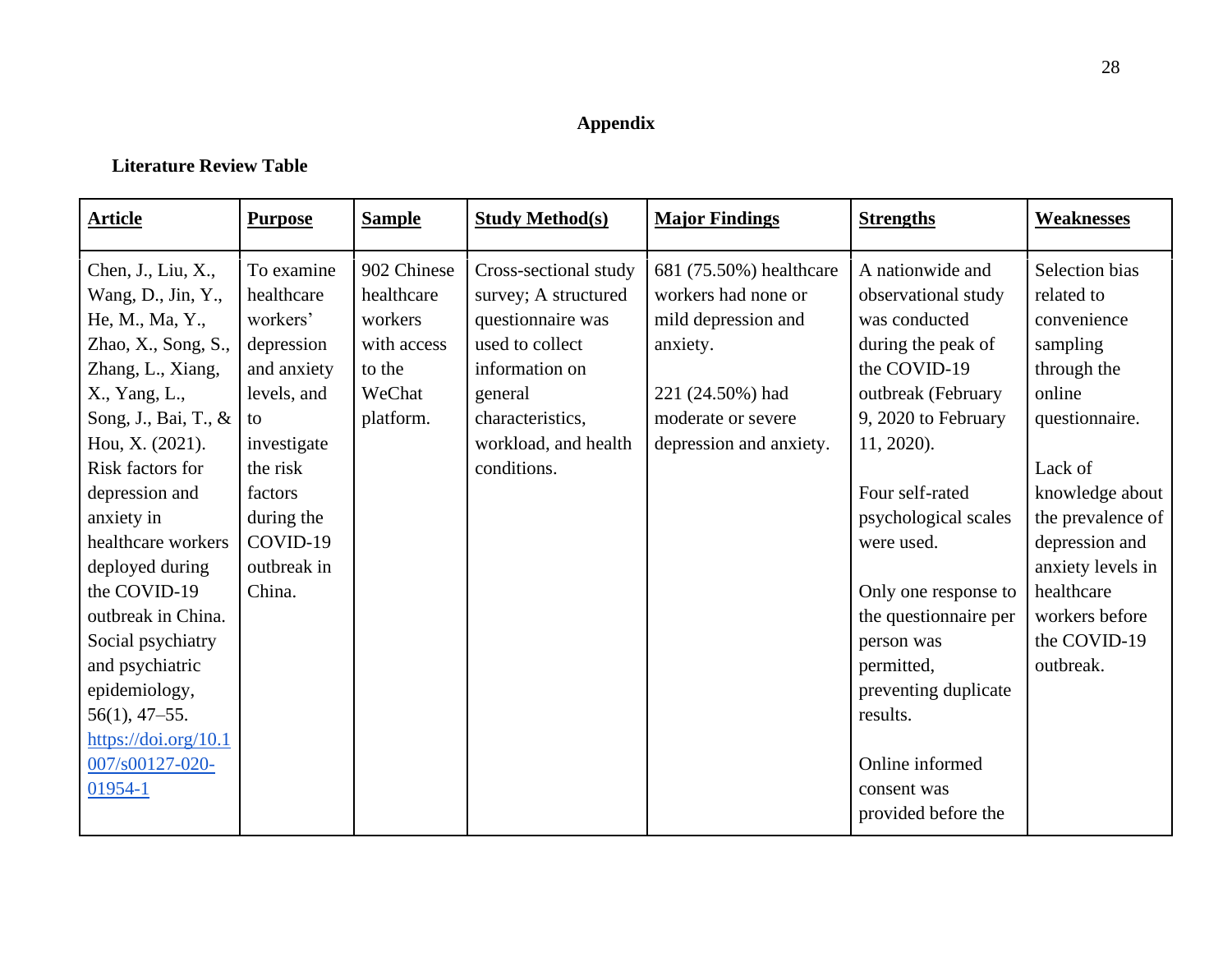# Appendix

## Literature Review Table

| **Article** | **Purpose** | **Sample** | **Study Method(s)** | **Major Findings** | **Strengths** | **Weaknesses** |
|---|---|---|---|---|---|---|
| Chen, J., Liu, X., Wang, D., Jin, Y., He, M., Ma, Y., Zhao, X., Song, S., Zhang, L., Xiang, X., Yang, L., Song, J., Bai, T., & Hou, X. (2021). Risk factors for depression and anxiety in healthcare workers deployed during the COVID-19 outbreak in China. Social psychiatry and psychiatric epidemiology, 56(1), 47–55. https://doi.org/10.1007/s00127-020-01954-1 | To examine healthcare workers' depression and anxiety levels, and to investigate the risk factors during the COVID-19 outbreak in China. | 902 Chinese healthcare workers with access to the WeChat platform. | Cross-sectional study survey; A structured questionnaire was used to collect information on general characteristics, workload, and health conditions. | 681 (75.50%) healthcare workers had none or mild depression and anxiety.<br><br>221 (24.50%) had moderate or severe depression and anxiety. | A nationwide and observational study was conducted during the peak of the COVID-19 outbreak (February 9, 2020 to February 11, 2020).<br><br>Four self-rated psychological scales were used.<br><br>Only one response to the questionnaire per person was permitted, preventing duplicate results.<br><br>Online informed consent was provided before the | Selection bias related to convenience sampling through the online questionnaire.<br><br>Lack of knowledge about the prevalence of depression and anxiety levels in healthcare workers before the COVID-19 outbreak. |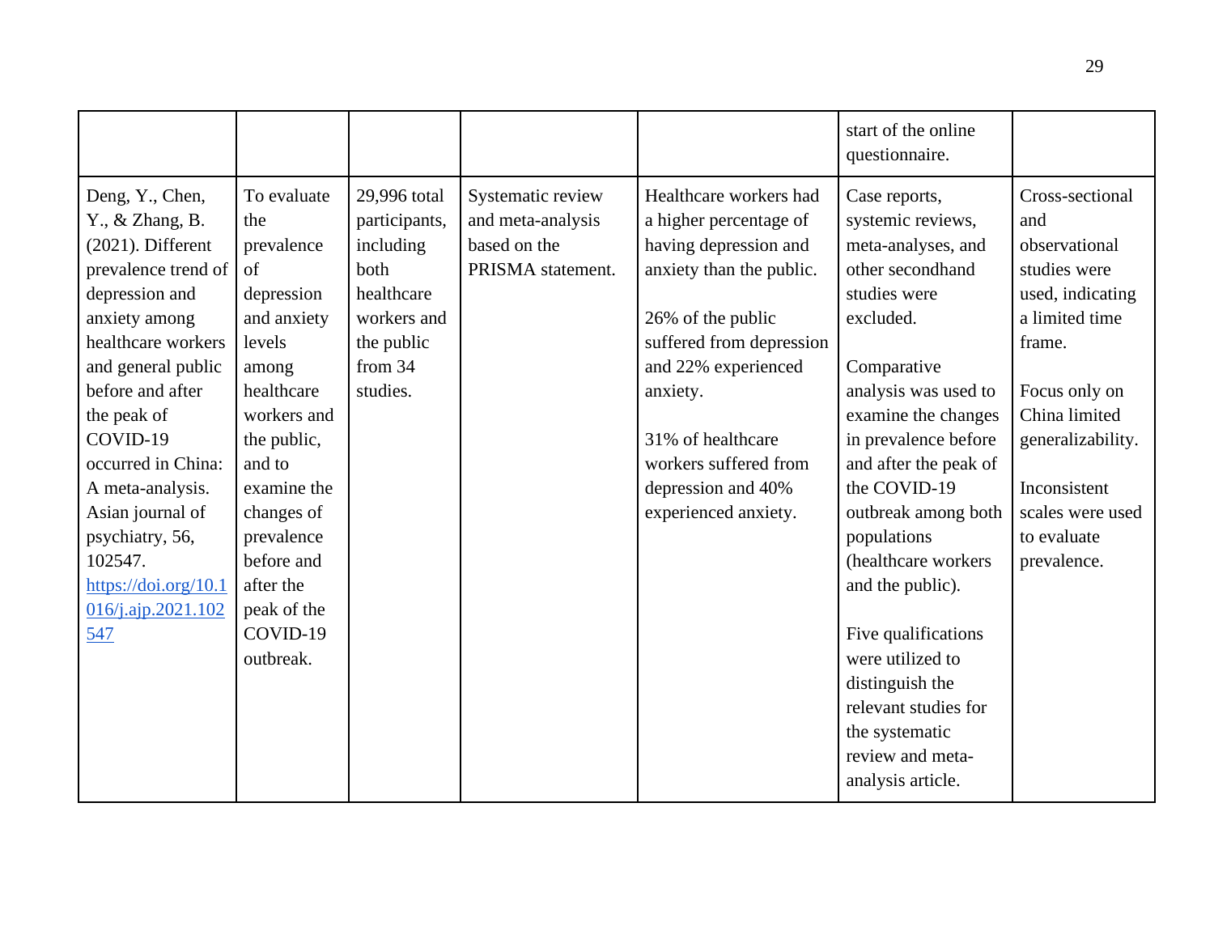| | | | | | | |
|---|---|---|---|---|---|---|
| | | | | | start of the online questionnaire. | |
| Deng, Y., Chen, Y., & Zhang, B. (2021). Different prevalence trend of depression and anxiety among healthcare workers and general public before and after the peak of COVID-19 occurred in China: A meta-analysis. Asian journal of psychiatry, 56, 102547. https://doi.org/10.1016/j.ajp.2021.102547 | To evaluate the prevalence of depression and anxiety levels among healthcare workers and the public, and to examine the changes of prevalence before and after the peak of the COVID-19 outbreak. | 29,996 total participants, including both healthcare workers and the public from 34 studies. | Systematic review and meta-analysis based on the PRISMA statement. | Healthcare workers had a higher percentage of having depression and anxiety than the public.<br><br>26% of the public suffered from depression and 22% experienced anxiety.<br><br>31% of healthcare workers suffered from depression and 40% experienced anxiety. | Case reports, systemic reviews, meta-analyses, and other secondhand studies were excluded.<br><br>Comparative analysis was used to examine the changes in prevalence before and after the peak of the COVID-19 outbreak among both populations (healthcare workers and the public).<br><br>Five qualifications were utilized to distinguish the relevant studies for the systematic review and meta-analysis article. | Cross-sectional and observational studies were used, indicating a limited time frame.<br><br>Focus only on China limited generalizability.<br><br>Inconsistent scales were used to evaluate prevalence. |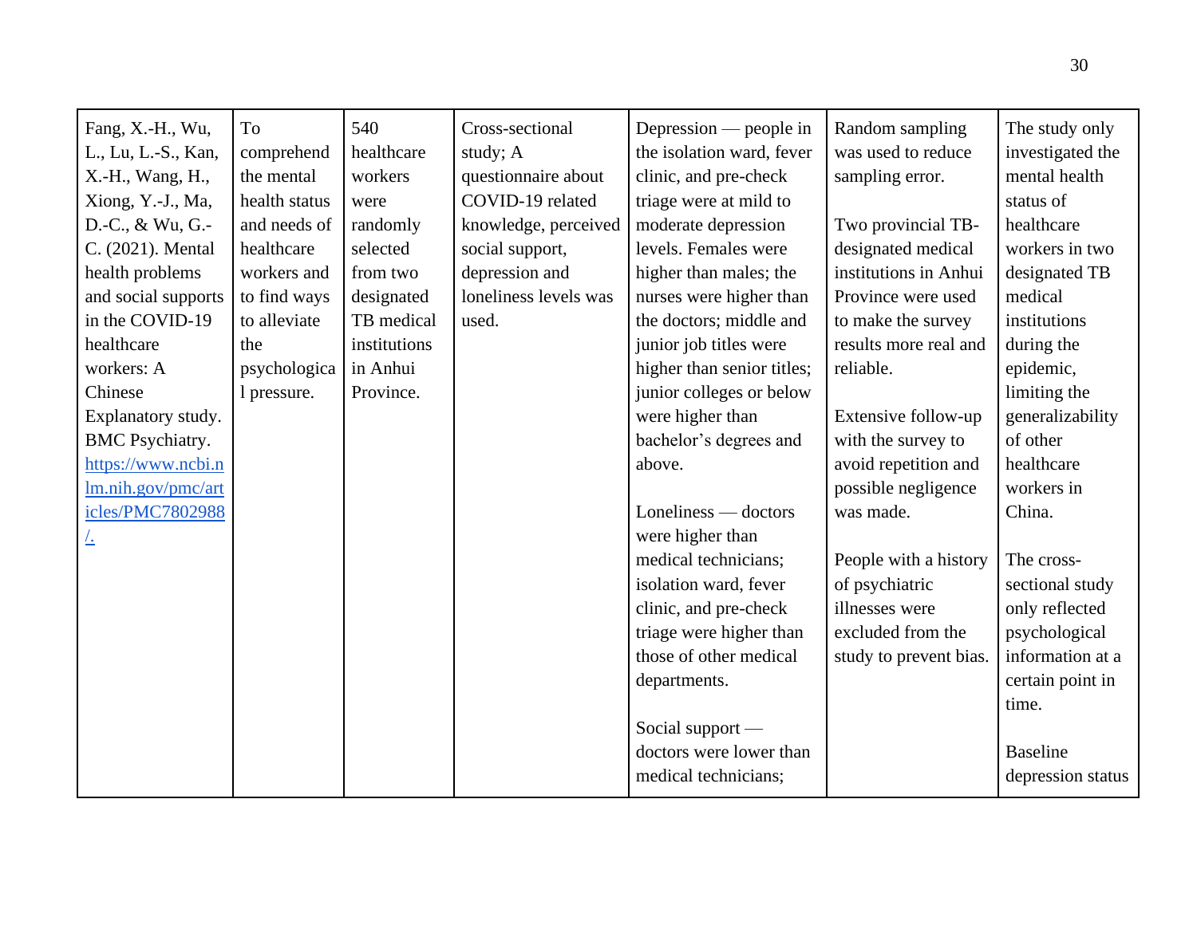| Fang, X.-H., Wu, L., Lu, L.-S., Kan, X.-H., Wang, H., Xiong, Y.-J., Ma, D.-C., & Wu, G.-C. (2021). Mental health problems and social supports in the COVID-19 healthcare workers: A Chinese Explanatory study. BMC Psychiatry. [https://www.ncbi.nlm.nih.gov/pmc/articles/PMC7802988/.](https://www.ncbi.nlm.nih.gov/pmc/articles/PMC7802988/) | To comprehend the mental health status and needs of healthcare workers and to find ways to alleviate the psychological pressure. | 540 healthcare workers were randomly selected from two designated TB medical institutions in Anhui Province. | Cross-sectional study; A questionnaire about COVID-19 related knowledge, perceived social support, depression and loneliness levels was used. | Depression — people in the isolation ward, fever clinic, and pre-check triage were at mild to moderate depression levels. Females were higher than males; the nurses were higher than the doctors; middle and junior job titles were higher than senior titles; junior colleges or below were higher than bachelor's degrees and above.<br><br>Loneliness — doctors were higher than medical technicians; isolation ward, fever clinic, and pre-check triage were higher than those of other medical departments.<br><br>Social support — doctors were lower than medical technicians; | Random sampling was used to reduce sampling error.<br><br>Two provincial TB-designated medical institutions in Anhui Province were used to make the survey results more real and reliable.<br><br>Extensive follow-up with the survey to avoid repetition and possible negligence was made.<br><br>People with a history of psychiatric illnesses were excluded from the study to prevent bias. | The study only investigated the mental health status of healthcare workers in two designated TB medical institutions during the epidemic, limiting the generalizability of other healthcare workers in China.<br><br>The cross-sectional study only reflected psychological information at a certain point in time.<br><br>Baseline depression status |
|---|---|---|---|---|---|---|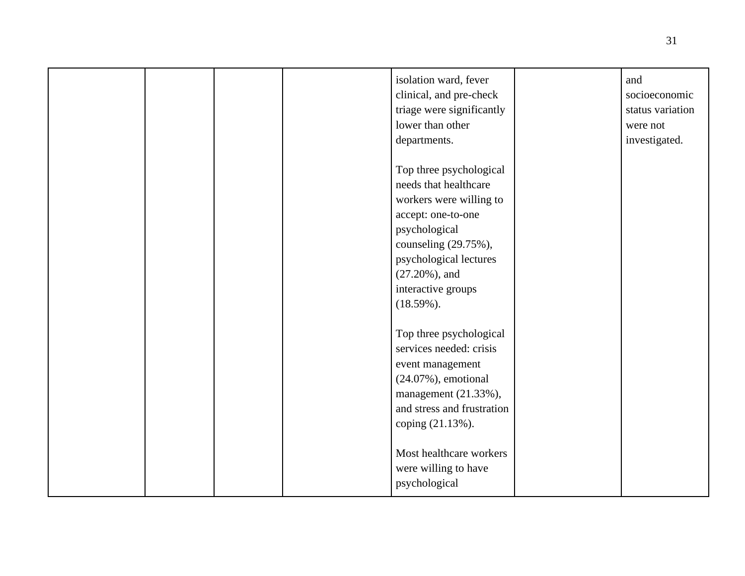|  |  |  |  |  |  |  |
|---|---|---|---|---|---|---|
|  |  |  |  | isolation ward, fever clinical, and pre-check triage were significantly lower than other departments.<br><br>Top three psychological needs that healthcare workers were willing to accept: one-to-one psychological counseling (29.75%), psychological lectures (27.20%), and interactive groups (18.59%).<br><br>Top three psychological services needed: crisis event management (24.07%), emotional management (21.33%), and stress and frustration coping (21.13%).<br><br>Most healthcare workers were willing to have psychological |  | and socioeconomic status variation were not investigated. |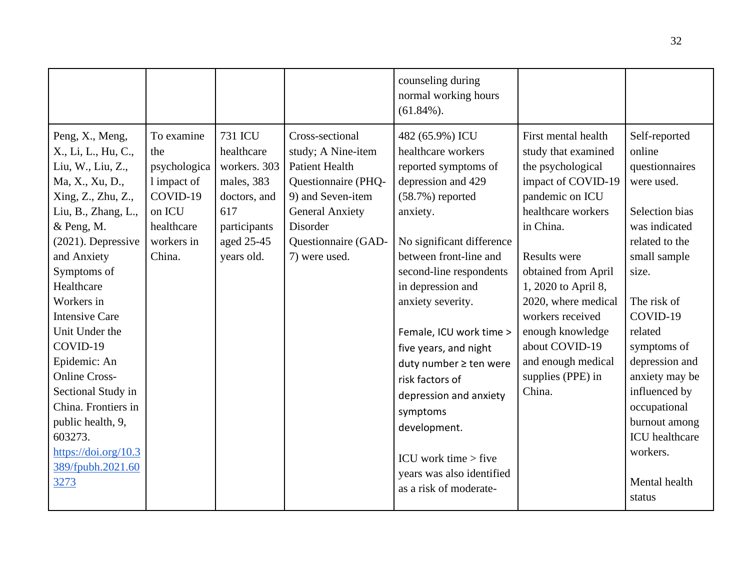| | | | | counseling during normal working hours (61.84%). | | |
|---|---|---|---|---|---|---|
| Peng, X., Meng, X., Li, L., Hu, C., Liu, W., Liu, Z., Ma, X., Xu, D., Xing, Z., Zhu, Z., Liu, B., Zhang, L., & Peng, M. (2021). Depressive and Anxiety Symptoms of Healthcare Workers in Intensive Care Unit Under the COVID-19 Epidemic: An Online Cross-Sectional Study in China. Frontiers in public health, 9, 603273. https://doi.org/10.3389/fpubh.2021.603273 | To examine the psychological impact of COVID-19 on ICU healthcare workers in China. | 731 ICU healthcare workers. 303 males, 383 doctors, and 617 participants aged 25-45 years old. | Cross-sectional study; A Nine-item Patient Health Questionnaire (PHQ-9) and Seven-item General Anxiety Disorder Questionnaire (GAD-7) were used. | 482 (65.9%) ICU healthcare workers reported symptoms of depression and 429 (58.7%) reported anxiety.<br><br>No significant difference between front-line and second-line respondents in depression and anxiety severity.<br><br>Female, ICU work time > five years, and night duty number ≥ ten were risk factors of depression and anxiety symptoms development.<br><br>ICU work time > five years was also identified as a risk of moderate- | First mental health study that examined the psychological impact of COVID-19 pandemic on ICU healthcare workers in China.<br><br>Results were obtained from April 1, 2020 to April 8, 2020, where medical workers received enough knowledge about COVID-19 and enough medical supplies (PPE) in China. | Self-reported online questionnaires were used.<br><br>Selection bias was indicated related to the small sample size.<br><br>The risk of COVID-19 related symptoms of depression and anxiety may be influenced by occupational burnout among ICU healthcare workers.<br><br>Mental health status |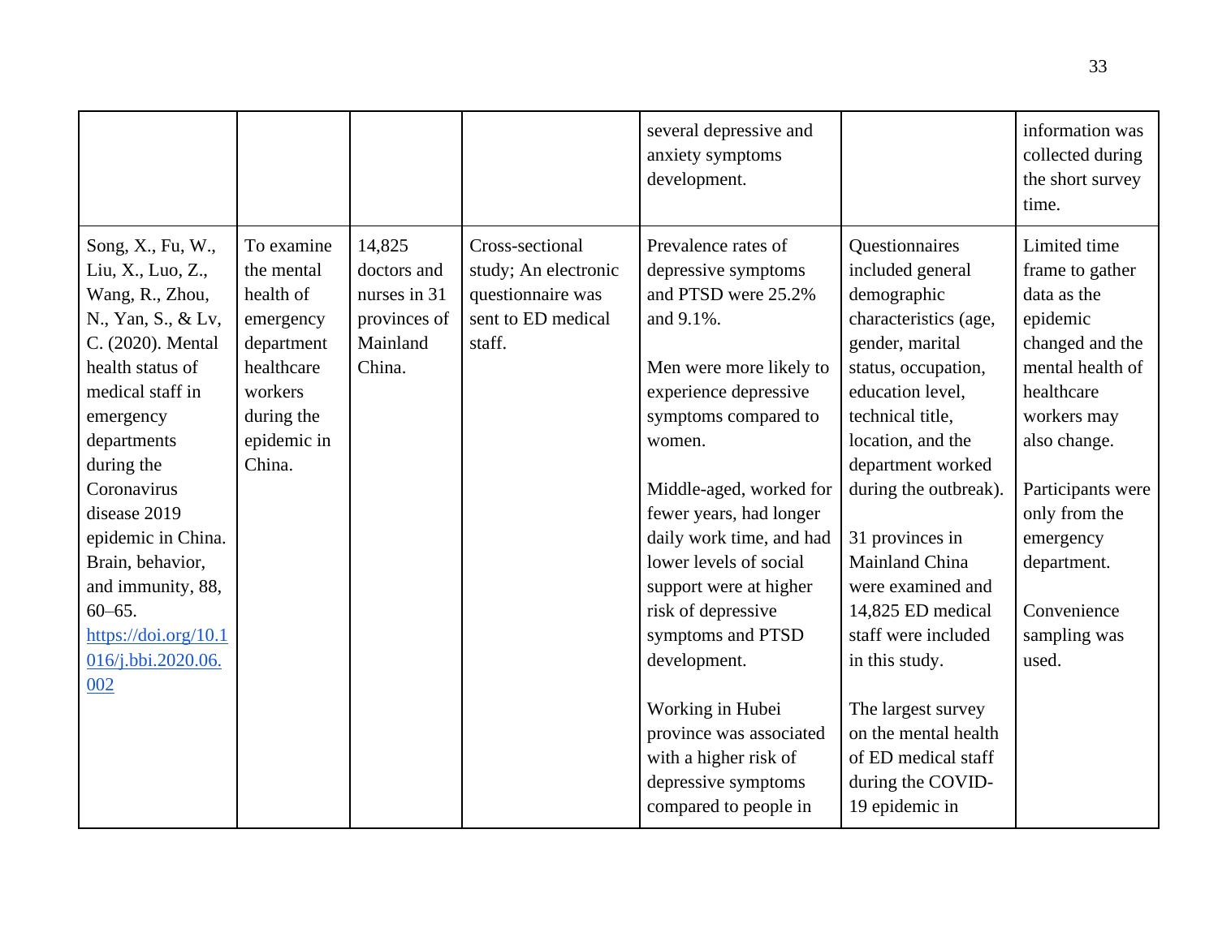| | | | | | | |
|---|---|---|---|---|---|---|
| | | | | several depressive and anxiety symptoms development. | | information was collected during the short survey time. |
| Song, X., Fu, W., Liu, X., Luo, Z., Wang, R., Zhou, N., Yan, S., & Lv, C. (2020). Mental health status of medical staff in emergency departments during the Coronavirus disease 2019 epidemic in China. Brain, behavior, and immunity, 88, 60–65. [https://doi.org/10.1016/j.bbi.2020.06.002](https://doi.org/10.1016/j.bbi.2020.06.002) | To examine the mental health of emergency department healthcare workers during the epidemic in China. | 14,825 doctors and nurses in 31 provinces of Mainland China. | Cross-sectional study; An electronic questionnaire was sent to ED medical staff. | Prevalence rates of depressive symptoms and PTSD were 25.2% and 9.1%.<br><br>Men were more likely to experience depressive symptoms compared to women.<br><br>Middle-aged, worked for fewer years, had longer daily work time, and had lower levels of social support were at higher risk of depressive symptoms and PTSD development.<br><br>Working in Hubei province was associated with a higher risk of depressive symptoms compared to people in | Questionnaires included general demographic characteristics (age, gender, marital status, occupation, education level, technical title, location, and the department worked during the outbreak).<br><br>31 provinces in Mainland China were examined and 14,825 ED medical staff were included in this study.<br><br>The largest survey on the mental health of ED medical staff during the COVID-19 epidemic in | Limited time frame to gather data as the epidemic changed and the mental health of healthcare workers may also change.<br><br>Participants were only from the emergency department.<br><br>Convenience sampling was used. |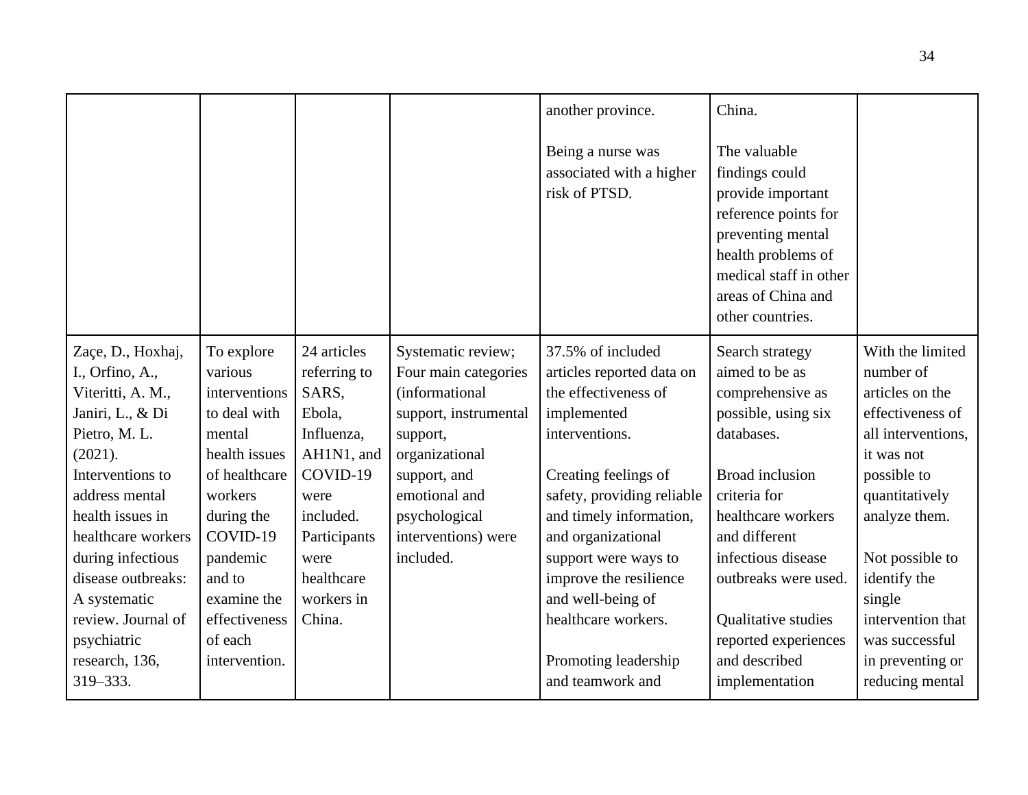| | | | | another province.<br><br>Being a nurse was associated with a higher risk of PTSD. | China.<br><br>The valuable findings could provide important reference points for preventing mental health problems of medical staff in other areas of China and other countries. | |
|---|---|---|---|---|---|---|
| Zaçe, D., Hoxhaj, I., Orfino, A., Viteritti, A. M., Janiri, L., & Di Pietro, M. L. (2021). Interventions to address mental health issues in healthcare workers during infectious disease outbreaks: A systematic review. Journal of psychiatric research, 136, 319–333. | To explore various interventions to deal with mental health issues of healthcare workers during the COVID-19 pandemic and to examine the effectiveness of each intervention. | 24 articles referring to SARS, Ebola, Influenza, AH1N1, and COVID-19 were included. Participants were healthcare workers in China. | Systematic review; Four main categories (informational support, instrumental support, organizational support, and emotional and psychological interventions) were included. | 37.5% of included articles reported data on the effectiveness of implemented interventions.<br><br>Creating feelings of safety, providing reliable and timely information, and organizational support were ways to improve the resilience and well-being of healthcare workers.<br><br>Promoting leadership and teamwork and | Search strategy aimed to be as comprehensive as possible, using six databases.<br><br>Broad inclusion criteria for healthcare workers and different infectious disease outbreaks were used.<br><br>Qualitative studies reported experiences and described implementation | With the limited number of articles on the effectiveness of all interventions, it was not possible to quantitatively analyze them.<br><br>Not possible to identify the single intervention that was successful in preventing or reducing mental |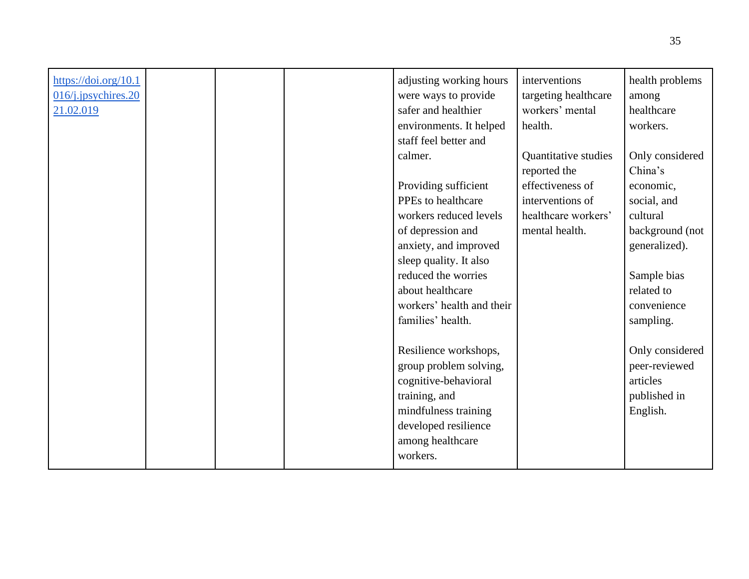| | | | | | | |
|---|---|---|---|---|---|---|
| https://doi.org/10.1016/j.jpsychires.2021.02.019 | | | | adjusting working hours were ways to provide safer and healthier environments. It helped staff feel better and calmer.<br><br>Providing sufficient PPEs to healthcare workers reduced levels of depression and anxiety, and improved sleep quality. It also reduced the worries about healthcare workers' health and their families' health.<br><br>Resilience workshops, group problem solving, cognitive-behavioral training, and mindfulness training developed resilience among healthcare workers. | interventions targeting healthcare workers' mental health.<br><br>Quantitative studies reported the effectiveness of interventions of healthcare workers' mental health. | health problems among healthcare workers.<br><br>Only considered China's economic, social, and cultural background (not generalized).<br><br>Sample bias related to convenience sampling.<br><br>Only considered peer-reviewed articles published in English. |